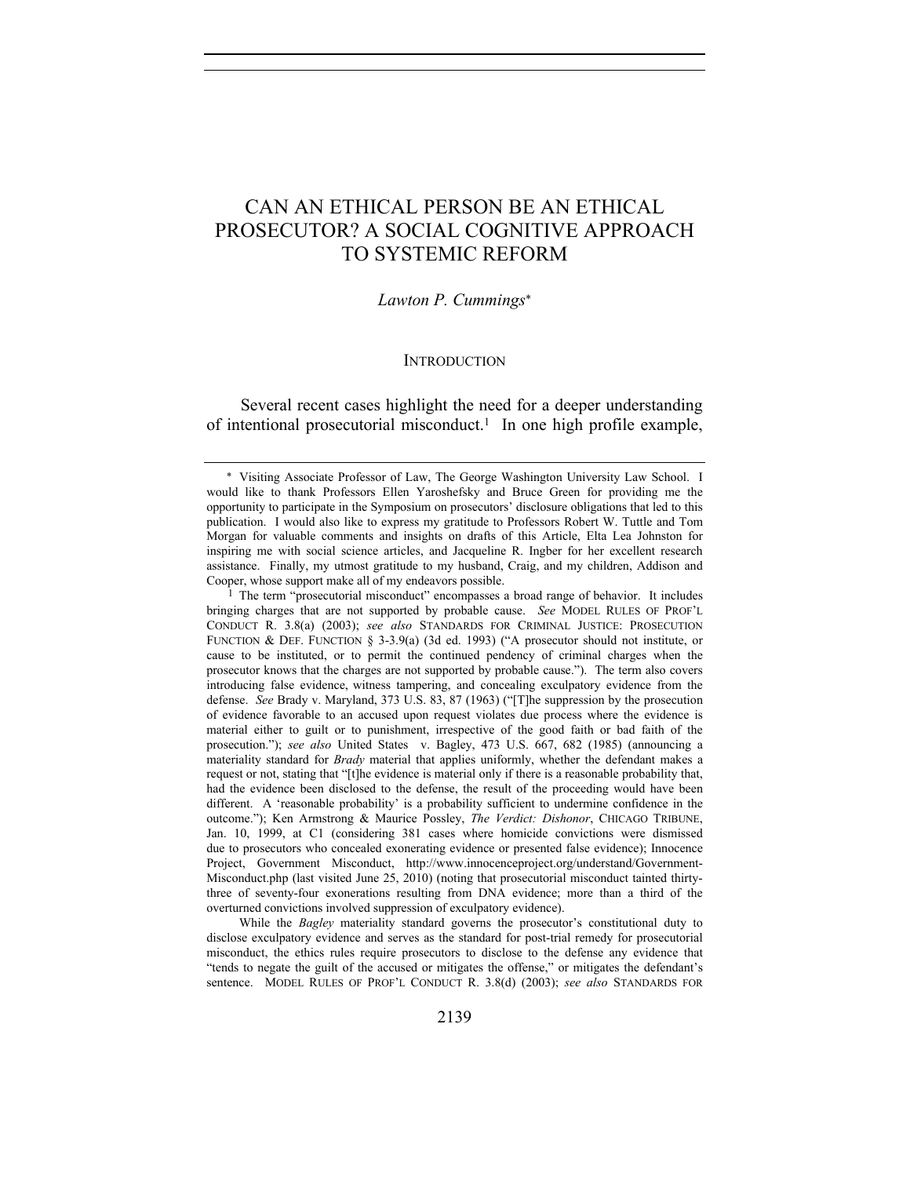# CAN AN ETHICAL PERSON BE AN ETHICAL PROSECUTOR? A SOCIAL COGNITIVE APPROACH TO SYSTEMIC REFORM

*Lawton P. Cummings*[*]

## INTRODUCTION

Several recent cases highlight the need for a deeper understanding of intentional prosecutorial misconduct.[1] In one high profile example,

---

[*] Visiting Associate Professor of Law, The George Washington University Law School. I would like to thank Professors Ellen Yaroshefsky and Bruce Green for providing me the opportunity to participate in the Symposium on prosecutors' disclosure obligations that led to this publication. I would also like to express my gratitude to Professors Robert W. Tuttle and Tom Morgan for valuable comments and insights on drafts of this Article, Elta Lea Johnston for inspiring me with social science articles, and Jacqueline R. Ingber for her excellent research assistance. Finally, my utmost gratitude to my husband, Craig, and my children, Addison and Cooper, whose support make all of my endeavors possible.

[1] The term "prosecutorial misconduct" encompasses a broad range of behavior. It includes bringing charges that are not supported by probable cause. *See* MODEL RULES OF PROF'L CONDUCT R. 3.8(a) (2003); *see also* STANDARDS FOR CRIMINAL JUSTICE: PROSECUTION FUNCTION & DEF. FUNCTION § 3-3.9(a) (3d ed. 1993) ("A prosecutor should not institute, or cause to be instituted, or to permit the continued pendency of criminal charges when the prosecutor knows that the charges are not supported by probable cause."). The term also covers introducing false evidence, witness tampering, and concealing exculpatory evidence from the defense. *See* Brady v. Maryland, 373 U.S. 83, 87 (1963) ("[T]he suppression by the prosecution of evidence favorable to an accused upon request violates due process where the evidence is material either to guilt or to punishment, irrespective of the good faith or bad faith of the prosecution."); *see also* United States v. Bagley, 473 U.S. 667, 682 (1985) (announcing a materiality standard for *Brady* material that applies uniformly, whether the defendant makes a request or not, stating that "[t]he evidence is material only if there is a reasonable probability that, had the evidence been disclosed to the defense, the result of the proceeding would have been different. A 'reasonable probability' is a probability sufficient to undermine confidence in the outcome."); Ken Armstrong & Maurice Possley, *The Verdict: Dishonor*, CHICAGO TRIBUNE, Jan. 10, 1999, at C1 (considering 381 cases where homicide convictions were dismissed due to prosecutors who concealed exonerating evidence or presented false evidence); Innocence Project, Government Misconduct, http://www.innocenceproject.org/understand/Government-Misconduct.php (last visited June 25, 2010) (noting that prosecutorial misconduct tainted thirty-three of seventy-four exonerations resulting from DNA evidence; more than a third of the overturned convictions involved suppression of exculpatory evidence).

While the *Bagley* materiality standard governs the prosecutor's constitutional duty to disclose exculpatory evidence and serves as the standard for post-trial remedy for prosecutorial misconduct, the ethics rules require prosecutors to disclose to the defense any evidence that "tends to negate the guilt of the accused or mitigates the offense," or mitigates the defendant's sentence. MODEL RULES OF PROF'L CONDUCT R. 3.8(d) (2003); *see also* STANDARDS FOR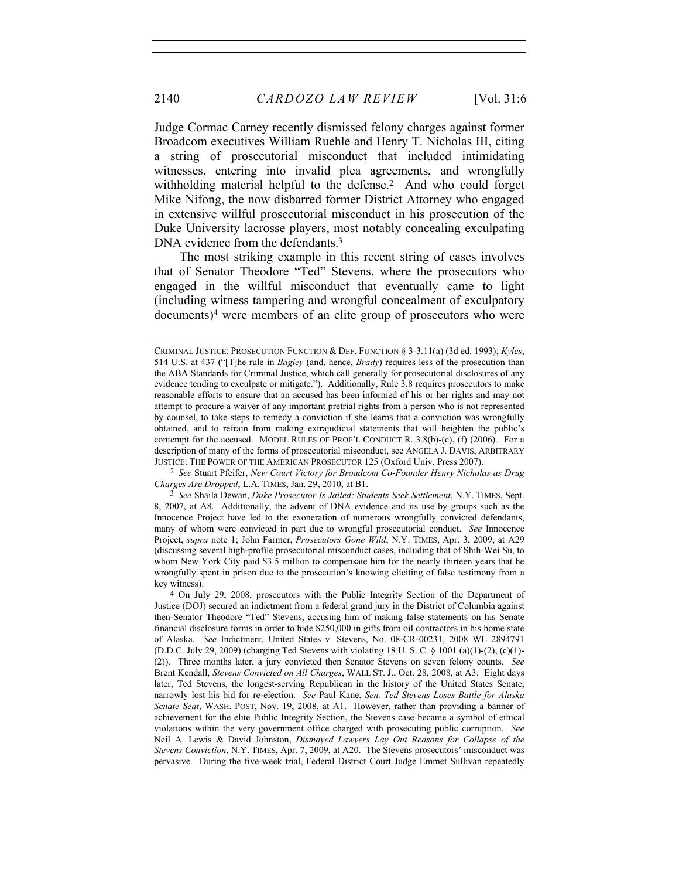Judge Cormac Carney recently dismissed felony charges against former Broadcom executives William Ruehle and Henry T. Nicholas III, citing a string of prosecutorial misconduct that included intimidating witnesses, entering into invalid plea agreements, and wrongfully withholding material helpful to the defense.[2] And who could forget Mike Nifong, the now disbarred former District Attorney who engaged in extensive willful prosecutorial misconduct in his prosecution of the Duke University lacrosse players, most notably concealing exculpating DNA evidence from the defendants.[3]

The most striking example in this recent string of cases involves that of Senator Theodore "Ted" Stevens, where the prosecutors who engaged in the willful misconduct that eventually came to light (including witness tampering and wrongful concealment of exculpatory documents)[4] were members of an elite group of prosecutors who were

---

CRIMINAL JUSTICE: PROSECUTION FUNCTION & DEF. FUNCTION § 3-3.11(a) (3d ed. 1993); *Kyles*, 514 U.S. at 437 ("[T]he rule in *Bagley* (and, hence, *Brady*) requires less of the prosecution than the ABA Standards for Criminal Justice, which call generally for prosecutorial disclosures of any evidence tending to exculpate or mitigate."). Additionally, Rule 3.8 requires prosecutors to make reasonable efforts to ensure that an accused has been informed of his or her rights and may not attempt to procure a waiver of any important pretrial rights from a person who is not represented by counsel, to take steps to remedy a conviction if she learns that a conviction was wrongfully obtained, and to refrain from making extrajudicial statements that will heighten the public's contempt for the accused. MODEL RULES OF PROF'L CONDUCT R. 3.8(b)-(c), (f) (2006). For a description of many of the forms of prosecutorial misconduct, see ANGELA J. DAVIS, ARBITRARY JUSTICE: THE POWER OF THE AMERICAN PROSECUTOR 125 (Oxford Univ. Press 2007).

[2] *See* Stuart Pfeifer, *New Court Victory for Broadcom Co-Founder Henry Nicholas as Drug Charges Are Dropped*, L.A. TIMES, Jan. 29, 2010, at B1.

[3] *See* Shaila Dewan, *Duke Prosecutor Is Jailed; Students Seek Settlement*, N.Y. TIMES, Sept. 8, 2007, at A8. Additionally, the advent of DNA evidence and its use by groups such as the Innocence Project have led to the exoneration of numerous wrongfully convicted defendants, many of whom were convicted in part due to wrongful prosecutorial conduct. *See* Innocence Project, *supra* note 1; John Farmer, *Prosecutors Gone Wild*, N.Y. TIMES, Apr. 3, 2009, at A29 (discussing several high-profile prosecutorial misconduct cases, including that of Shih-Wei Su, to whom New York City paid $3.5 million to compensate him for the nearly thirteen years that he wrongfully spent in prison due to the prosecution's knowing eliciting of false testimony from a key witness).

[4] On July 29, 2008, prosecutors with the Public Integrity Section of the Department of Justice (DOJ) secured an indictment from a federal grand jury in the District of Columbia against then-Senator Theodore "Ted" Stevens, accusing him of making false statements on his Senate financial disclosure forms in order to hide $250,000 in gifts from oil contractors in his home state of Alaska. *See* Indictment, United States v. Stevens, No. 08-CR-00231, 2008 WL 2894791 (D.D.C. July 29, 2009) (charging Ted Stevens with violating 18 U. S. C. § 1001 (a)(1)-(2), (c)(1)-(2)). Three months later, a jury convicted then Senator Stevens on seven felony counts. *See* Brent Kendall, *Stevens Convicted on All Charges*, WALL ST. J., Oct. 28, 2008, at A3. Eight days later, Ted Stevens, the longest-serving Republican in the history of the United States Senate, narrowly lost his bid for re-election. *See* Paul Kane, *Sen. Ted Stevens Loses Battle for Alaska Senate Seat*, WASH. POST, Nov. 19, 2008, at A1. However, rather than providing a banner of achievement for the elite Public Integrity Section, the Stevens case became a symbol of ethical violations within the very government office charged with prosecuting public corruption. *See* Neil A. Lewis & David Johnston, *Dismayed Lawyers Lay Out Reasons for Collapse of the Stevens Conviction*, N.Y. TIMES, Apr. 7, 2009, at A20. The Stevens prosecutors' misconduct was pervasive. During the five-week trial, Federal District Court Judge Emmet Sullivan repeatedly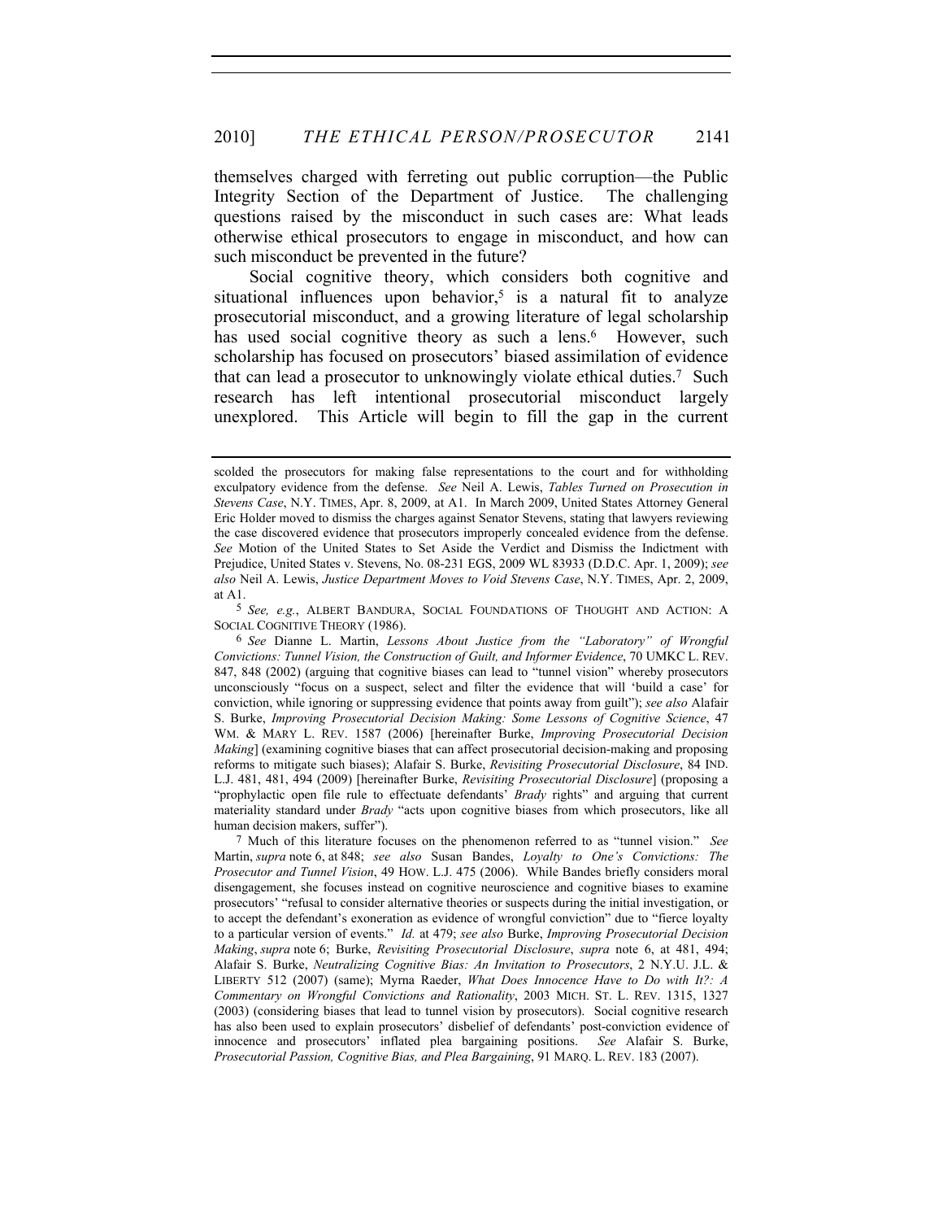themselves charged with ferreting out public corruption—the Public Integrity Section of the Department of Justice. The challenging questions raised by the misconduct in such cases are: What leads otherwise ethical prosecutors to engage in misconduct, and how can such misconduct be prevented in the future?

Social cognitive theory, which considers both cognitive and situational influences upon behavior,[5] is a natural fit to analyze prosecutorial misconduct, and a growing literature of legal scholarship has used social cognitive theory as such a lens.[6] However, such scholarship has focused on prosecutors' biased assimilation of evidence that can lead a prosecutor to unknowingly violate ethical duties.[7] Such research has left intentional prosecutorial misconduct largely unexplored. This Article will begin to fill the gap in the current

---

scolded the prosecutors for making false representations to the court and for withholding exculpatory evidence from the defense. *See* Neil A. Lewis, *Tables Turned on Prosecution in Stevens Case*, N.Y. TIMES, Apr. 8, 2009, at A1. In March 2009, United States Attorney General Eric Holder moved to dismiss the charges against Senator Stevens, stating that lawyers reviewing the case discovered evidence that prosecutors improperly concealed evidence from the defense. *See* Motion of the United States to Set Aside the Verdict and Dismiss the Indictment with Prejudice, United States v. Stevens, No. 08-231 EGS, 2009 WL 83933 (D.D.C. Apr. 1, 2009); *see also* Neil A. Lewis, *Justice Department Moves to Void Stevens Case*, N.Y. TIMES, Apr. 2, 2009, at A1.

[5] *See, e.g.*, ALBERT BANDURA, SOCIAL FOUNDATIONS OF THOUGHT AND ACTION: A SOCIAL COGNITIVE THEORY (1986).

[6] *See* Dianne L. Martin, *Lessons About Justice from the "Laboratory" of Wrongful Convictions: Tunnel Vision, the Construction of Guilt, and Informer Evidence*, 70 UMKC L. REV. 847, 848 (2002) (arguing that cognitive biases can lead to "tunnel vision" whereby prosecutors unconsciously "focus on a suspect, select and filter the evidence that will 'build a case' for conviction, while ignoring or suppressing evidence that points away from guilt"); *see also* Alafair S. Burke, *Improving Prosecutorial Decision Making: Some Lessons of Cognitive Science*, 47 WM. & MARY L. REV. 1587 (2006) [hereinafter Burke, *Improving Prosecutorial Decision Making*] (examining cognitive biases that can affect prosecutorial decision-making and proposing reforms to mitigate such biases); Alafair S. Burke, *Revisiting Prosecutorial Disclosure*, 84 IND. L.J. 481, 481, 494 (2009) [hereinafter Burke, *Revisiting Prosecutorial Disclosure*] (proposing a "prophylactic open file rule to effectuate defendants' *Brady* rights" and arguing that current materiality standard under *Brady* "acts upon cognitive biases from which prosecutors, like all human decision makers, suffer").

[7] Much of this literature focuses on the phenomenon referred to as "tunnel vision." *See* Martin, *supra* note 6, at 848; *see also* Susan Bandes, *Loyalty to One's Convictions: The Prosecutor and Tunnel Vision*, 49 HOW. L.J. 475 (2006). While Bandes briefly considers moral disengagement, she focuses instead on cognitive neuroscience and cognitive biases to examine prosecutors' "refusal to consider alternative theories or suspects during the initial investigation, or to accept the defendant's exoneration as evidence of wrongful conviction" due to "fierce loyalty to a particular version of events." *Id.* at 479; *see also* Burke, *Improving Prosecutorial Decision Making*, *supra* note 6; Burke, *Revisiting Prosecutorial Disclosure*, *supra* note 6, at 481, 494; Alafair S. Burke, *Neutralizing Cognitive Bias: An Invitation to Prosecutors*, 2 N.Y.U. J.L. & LIBERTY 512 (2007) (same); Myrna Raeder, *What Does Innocence Have to Do with It?: A Commentary on Wrongful Convictions and Rationality*, 2003 MICH. ST. L. REV. 1315, 1327 (2003) (considering biases that lead to tunnel vision by prosecutors). Social cognitive research has also been used to explain prosecutors' disbelief of defendants' post-conviction evidence of innocence and prosecutors' inflated plea bargaining positions. *See* Alafair S. Burke, *Prosecutorial Passion, Cognitive Bias, and Plea Bargaining*, 91 MARQ. L. REV. 183 (2007).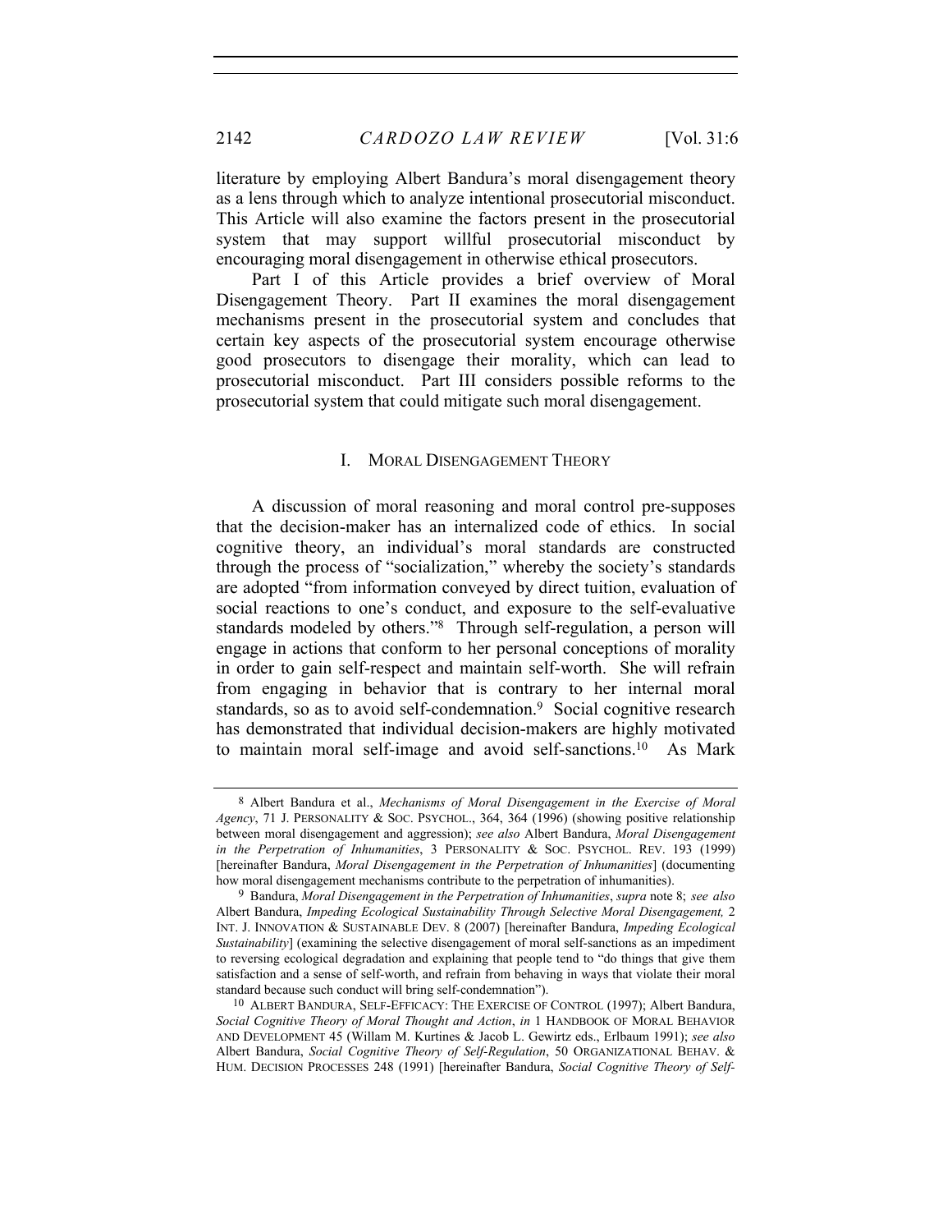literature by employing Albert Bandura's moral disengagement theory as a lens through which to analyze intentional prosecutorial misconduct. This Article will also examine the factors present in the prosecutorial system that may support willful prosecutorial misconduct by encouraging moral disengagement in otherwise ethical prosecutors.

Part I of this Article provides a brief overview of Moral Disengagement Theory. Part II examines the moral disengagement mechanisms present in the prosecutorial system and concludes that certain key aspects of the prosecutorial system encourage otherwise good prosecutors to disengage their morality, which can lead to prosecutorial misconduct. Part III considers possible reforms to the prosecutorial system that could mitigate such moral disengagement.

## I. Moral Disengagement Theory

A discussion of moral reasoning and moral control pre-supposes that the decision-maker has an internalized code of ethics. In social cognitive theory, an individual's moral standards are constructed through the process of "socialization," whereby the society's standards are adopted "from information conveyed by direct tuition, evaluation of social reactions to one's conduct, and exposure to the self-evaluative standards modeled by others."[8] Through self-regulation, a person will engage in actions that conform to her personal conceptions of morality in order to gain self-respect and maintain self-worth. She will refrain from engaging in behavior that is contrary to her internal moral standards, so as to avoid self-condemnation.[9] Social cognitive research has demonstrated that individual decision-makers are highly motivated to maintain moral self-image and avoid self-sanctions.[10] As Mark

---

8 Albert Bandura et al., *Mechanisms of Moral Disengagement in the Exercise of Moral Agency*, 71 J. Personality & Soc. Psychol., 364, 364 (1996) (showing positive relationship between moral disengagement and aggression); *see also* Albert Bandura, *Moral Disengagement in the Perpetration of Inhumanities*, 3 Personality & Soc. Psychol. Rev. 193 (1999) [hereinafter Bandura, *Moral Disengagement in the Perpetration of Inhumanities*] (documenting how moral disengagement mechanisms contribute to the perpetration of inhumanities).

9 Bandura, *Moral Disengagement in the Perpetration of Inhumanities*, *supra* note 8; *see also* Albert Bandura, *Impeding Ecological Sustainability Through Selective Moral Disengagement,* 2 Int. J. Innovation & Sustainable Dev. 8 (2007) [hereinafter Bandura, *Impeding Ecological Sustainability*] (examining the selective disengagement of moral self-sanctions as an impediment to reversing ecological degradation and explaining that people tend to "do things that give them satisfaction and a sense of self-worth, and refrain from behaving in ways that violate their moral standard because such conduct will bring self-condemnation").

10 Albert Bandura, Self-Efficacy: The Exercise of Control (1997); Albert Bandura, *Social Cognitive Theory of Moral Thought and Action*, *in* 1 Handbook of Moral Behavior and Development 45 (Willam M. Kurtines & Jacob L. Gewirtz eds., Erlbaum 1991); *see also* Albert Bandura, *Social Cognitive Theory of Self-Regulation*, 50 Organizational Behav. & Hum. Decision Processes 248 (1991) [hereinafter Bandura, *Social Cognitive Theory of Self-*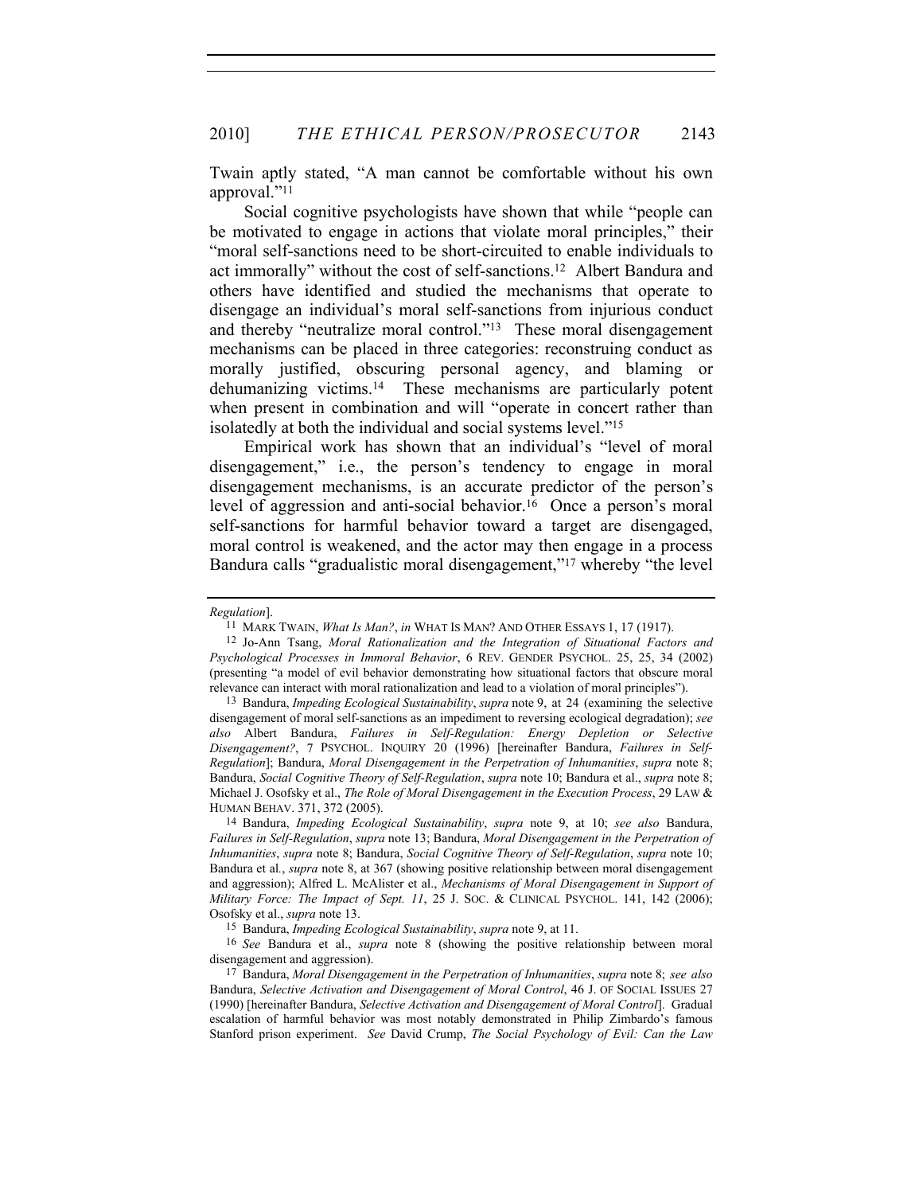Twain aptly stated, "A man cannot be comfortable without his own approval."[11]

Social cognitive psychologists have shown that while "people can be motivated to engage in actions that violate moral principles," their "moral self-sanctions need to be short-circuited to enable individuals to act immorally" without the cost of self-sanctions.[12] Albert Bandura and others have identified and studied the mechanisms that operate to disengage an individual's moral self-sanctions from injurious conduct and thereby "neutralize moral control."[13] These moral disengagement mechanisms can be placed in three categories: reconstruing conduct as morally justified, obscuring personal agency, and blaming or dehumanizing victims.[14] These mechanisms are particularly potent when present in combination and will "operate in concert rather than isolatedly at both the individual and social systems level."[15]

Empirical work has shown that an individual's "level of moral disengagement," i.e., the person's tendency to engage in moral disengagement mechanisms, is an accurate predictor of the person's level of aggression and anti-social behavior.[16] Once a person's moral self-sanctions for harmful behavior toward a target are disengaged, moral control is weakened, and the actor may then engage in a process Bandura calls "gradualistic moral disengagement,"[17] whereby "the level

---

*Regulation*].

[11] MARK TWAIN, *What Is Man?*, *in* WHAT IS MAN? AND OTHER ESSAYS 1, 17 (1917).

[12] Jo-Ann Tsang, *Moral Rationalization and the Integration of Situational Factors and Psychological Processes in Immoral Behavior*, 6 REV. GENDER PSYCHOL. 25, 25, 34 (2002) (presenting "a model of evil behavior demonstrating how situational factors that obscure moral relevance can interact with moral rationalization and lead to a violation of moral principles").

[13] Bandura, *Impeding Ecological Sustainability*, *supra* note 9, at 24 (examining the selective disengagement of moral self-sanctions as an impediment to reversing ecological degradation); *see also* Albert Bandura, *Failures in Self-Regulation: Energy Depletion or Selective Disengagement?*, 7 PSYCHOL. INQUIRY 20 (1996) [hereinafter Bandura, *Failures in Self-Regulation*]; Bandura, *Moral Disengagement in the Perpetration of Inhumanities*, *supra* note 8; Bandura, *Social Cognitive Theory of Self-Regulation*, *supra* note 10; Bandura et al., *supra* note 8; Michael J. Osofsky et al., *The Role of Moral Disengagement in the Execution Process*, 29 LAW & HUMAN BEHAV. 371, 372 (2005).

[14] Bandura, *Impeding Ecological Sustainability*, *supra* note 9, at 10; *see also* Bandura, *Failures in Self-Regulation*, *supra* note 13; Bandura, *Moral Disengagement in the Perpetration of Inhumanities*, *supra* note 8; Bandura, *Social Cognitive Theory of Self-Regulation*, *supra* note 10; Bandura et al., *supra* note 8, at 367 (showing positive relationship between moral disengagement and aggression); Alfred L. McAlister et al., *Mechanisms of Moral Disengagement in Support of Military Force: The Impact of Sept. 11*, 25 J. SOC. & CLINICAL PSYCHOL. 141, 142 (2006); Osofsky et al., *supra* note 13.

[15] Bandura, *Impeding Ecological Sustainability*, *supra* note 9, at 11.

[16] *See* Bandura et al., *supra* note 8 (showing the positive relationship between moral disengagement and aggression).

[17] Bandura, *Moral Disengagement in the Perpetration of Inhumanities*, *supra* note 8; *see also* Bandura, *Selective Activation and Disengagement of Moral Control*, 46 J. OF SOCIAL ISSUES 27 (1990) [hereinafter Bandura, *Selective Activation and Disengagement of Moral Control*]. Gradual escalation of harmful behavior was most notably demonstrated in Philip Zimbardo's famous Stanford prison experiment. *See* David Crump, *The Social Psychology of Evil: Can the Law*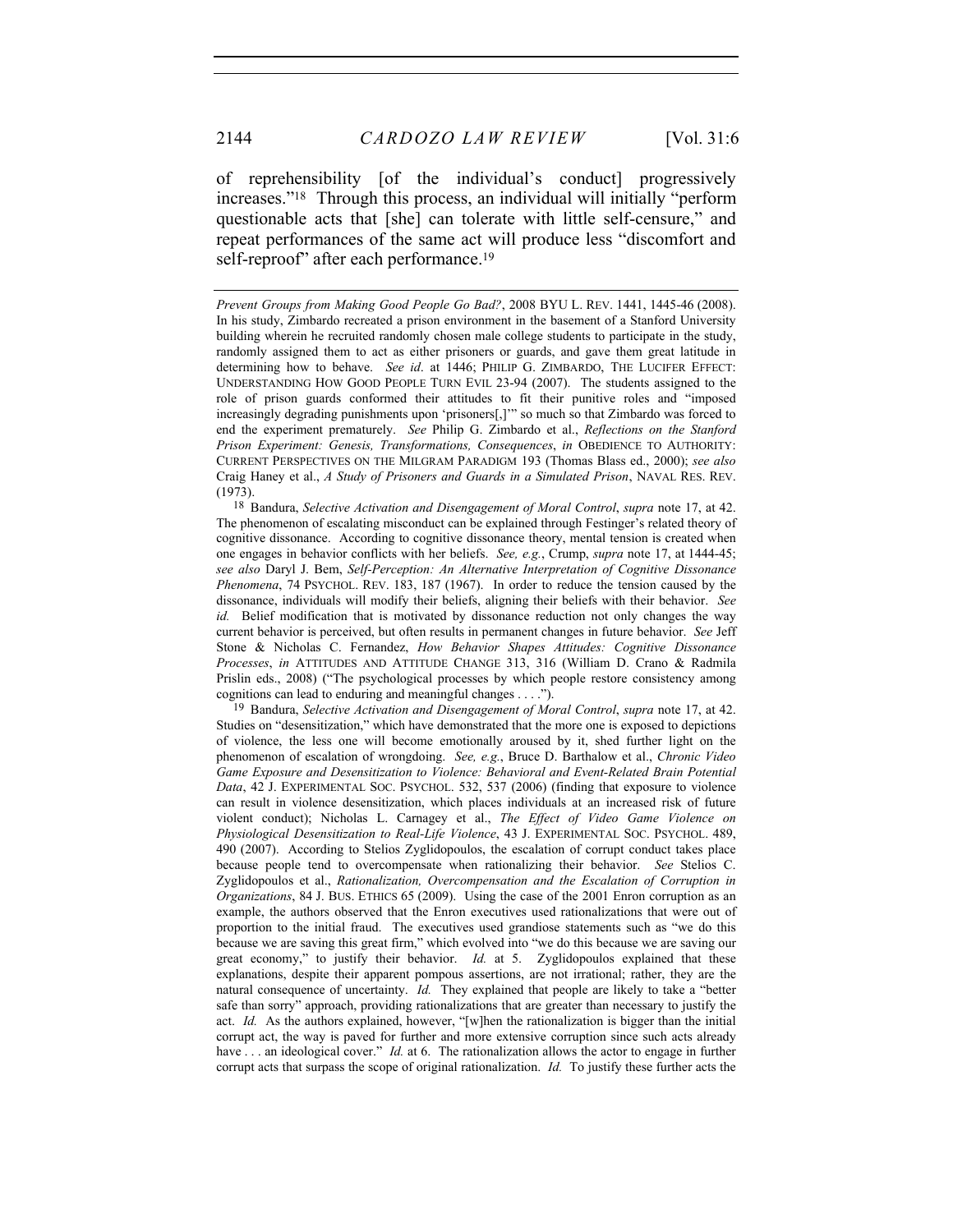of reprehensibility [of the individual's conduct] progressively increases."[18] Through this process, an individual will initially "perform questionable acts that [she] can tolerate with little self-censure," and repeat performances of the same act will produce less "discomfort and self-reproof" after each performance.[19]

---

*Prevent Groups from Making Good People Go Bad?*, 2008 BYU L. REV. 1441, 1445-46 (2008). In his study, Zimbardo recreated a prison environment in the basement of a Stanford University building wherein he recruited randomly chosen male college students to participate in the study, randomly assigned them to act as either prisoners or guards, and gave them great latitude in determining how to behave. *See id*. at 1446; PHILIP G. ZIMBARDO, THE LUCIFER EFFECT: UNDERSTANDING HOW GOOD PEOPLE TURN EVIL 23-94 (2007). The students assigned to the role of prison guards conformed their attitudes to fit their punitive roles and "imposed increasingly degrading punishments upon 'prisoners[,]'" so much so that Zimbardo was forced to end the experiment prematurely. *See* Philip G. Zimbardo et al., *Reflections on the Stanford Prison Experiment: Genesis, Transformations, Consequences*, *in* OBEDIENCE TO AUTHORITY: CURRENT PERSPECTIVES ON THE MILGRAM PARADIGM 193 (Thomas Blass ed., 2000); *see also* Craig Haney et al., *A Study of Prisoners and Guards in a Simulated Prison*, NAVAL RES. REV. (1973).

18 Bandura, *Selective Activation and Disengagement of Moral Control*, *supra* note 17, at 42. The phenomenon of escalating misconduct can be explained through Festinger's related theory of cognitive dissonance. According to cognitive dissonance theory, mental tension is created when one engages in behavior conflicts with her beliefs. *See, e.g.*, Crump, *supra* note 17, at 1444-45; *see also* Daryl J. Bem, *Self-Perception: An Alternative Interpretation of Cognitive Dissonance Phenomena*, 74 PSYCHOL. REV. 183, 187 (1967). In order to reduce the tension caused by the dissonance, individuals will modify their beliefs, aligning their beliefs with their behavior. *See id.* Belief modification that is motivated by dissonance reduction not only changes the way current behavior is perceived, but often results in permanent changes in future behavior. *See* Jeff Stone & Nicholas C. Fernandez, *How Behavior Shapes Attitudes: Cognitive Dissonance Processes*, *in* ATTITUDES AND ATTITUDE CHANGE 313, 316 (William D. Crano & Radmila Prislin eds., 2008) ("The psychological processes by which people restore consistency among cognitions can lead to enduring and meaningful changes . . . .").

19 Bandura, *Selective Activation and Disengagement of Moral Control*, *supra* note 17, at 42. Studies on "desensitization," which have demonstrated that the more one is exposed to depictions of violence, the less one will become emotionally aroused by it, shed further light on the phenomenon of escalation of wrongdoing. *See, e.g.*, Bruce D. Barthalow et al., *Chronic Video Game Exposure and Desensitization to Violence: Behavioral and Event-Related Brain Potential Data*, 42 J. EXPERIMENTAL SOC. PSYCHOL. 532, 537 (2006) (finding that exposure to violence can result in violence desensitization, which places individuals at an increased risk of future violent conduct); Nicholas L. Carnagey et al., *The Effect of Video Game Violence on Physiological Desensitization to Real-Life Violence*, 43 J. EXPERIMENTAL SOC. PSYCHOL. 489, 490 (2007). According to Stelios Zyglidopoulos, the escalation of corrupt conduct takes place because people tend to overcompensate when rationalizing their behavior. *See* Stelios C. Zyglidopoulos et al., *Rationalization, Overcompensation and the Escalation of Corruption in Organizations*, 84 J. BUS. ETHICS 65 (2009). Using the case of the 2001 Enron corruption as an example, the authors observed that the Enron executives used rationalizations that were out of proportion to the initial fraud. The executives used grandiose statements such as "we do this because we are saving this great firm," which evolved into "we do this because we are saving our great economy," to justify their behavior. *Id.* at 5. Zyglidopoulos explained that these explanations, despite their apparent pompous assertions, are not irrational; rather, they are the natural consequence of uncertainty. *Id.* They explained that people are likely to take a "better safe than sorry" approach, providing rationalizations that are greater than necessary to justify the act. *Id.* As the authors explained, however, "[w]hen the rationalization is bigger than the initial corrupt act, the way is paved for further and more extensive corruption since such acts already have . . . an ideological cover." *Id.* at 6. The rationalization allows the actor to engage in further corrupt acts that surpass the scope of original rationalization. *Id.* To justify these further acts the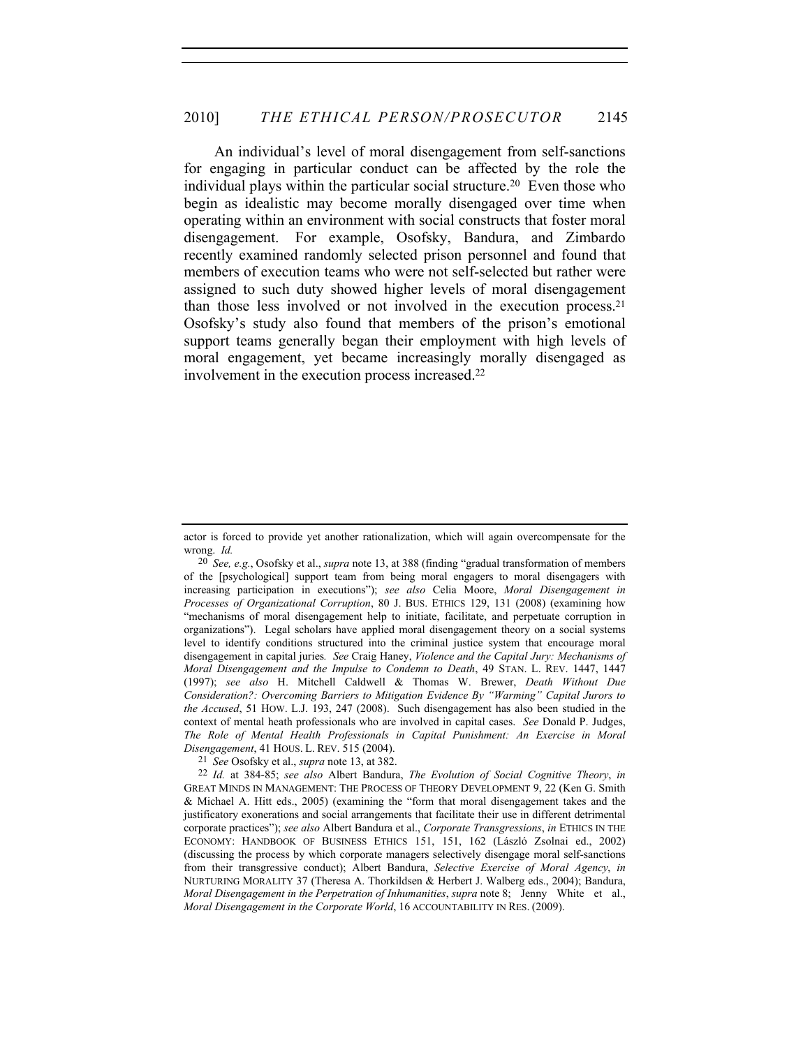An individual's level of moral disengagement from self-sanctions for engaging in particular conduct can be affected by the role the individual plays within the particular social structure.[20] Even those who begin as idealistic may become morally disengaged over time when operating within an environment with social constructs that foster moral disengagement. For example, Osofsky, Bandura, and Zimbardo recently examined randomly selected prison personnel and found that members of execution teams who were not self-selected but rather were assigned to such duty showed higher levels of moral disengagement than those less involved or not involved in the execution process.[21] Osofsky's study also found that members of the prison's emotional support teams generally began their employment with high levels of moral engagement, yet became increasingly morally disengaged as involvement in the execution process increased.[22]

---

actor is forced to provide yet another rationalization, which will again overcompensate for the wrong. *Id.*

[20] *See, e.g.*, Osofsky et al., *supra* note 13, at 388 (finding "gradual transformation of members of the [psychological] support team from being moral engagers to moral disengagers with increasing participation in executions"); *see also* Celia Moore, *Moral Disengagement in Processes of Organizational Corruption*, 80 J. BUS. ETHICS 129, 131 (2008) (examining how "mechanisms of moral disengagement help to initiate, facilitate, and perpetuate corruption in organizations"). Legal scholars have applied moral disengagement theory on a social systems level to identify conditions structured into the criminal justice system that encourage moral disengagement in capital juries. *See* Craig Haney, *Violence and the Capital Jury: Mechanisms of Moral Disengagement and the Impulse to Condemn to Death*, 49 STAN. L. REV. 1447, 1447 (1997); *see also* H. Mitchell Caldwell & Thomas W. Brewer, *Death Without Due Consideration?: Overcoming Barriers to Mitigation Evidence By "Warming" Capital Jurors to the Accused*, 51 HOW. L.J. 193, 247 (2008). Such disengagement has also been studied in the context of mental heath professionals who are involved in capital cases. *See* Donald P. Judges, *The Role of Mental Health Professionals in Capital Punishment: An Exercise in Moral Disengagement*, 41 HOUS. L. REV. 515 (2004).

[21] *See* Osofsky et al., *supra* note 13, at 382.

[22] *Id.* at 384-85; *see also* Albert Bandura, *The Evolution of Social Cognitive Theory*, *in* GREAT MINDS IN MANAGEMENT: THE PROCESS OF THEORY DEVELOPMENT 9, 22 (Ken G. Smith & Michael A. Hitt eds., 2005) (examining the "form that moral disengagement takes and the justificatory exonerations and social arrangements that facilitate their use in different detrimental corporate practices"); *see also* Albert Bandura et al., *Corporate Transgressions*, *in* ETHICS IN THE ECONOMY: HANDBOOK OF BUSINESS ETHICS 151, 151, 162 (László Zsolnai ed., 2002) (discussing the process by which corporate managers selectively disengage moral self-sanctions from their transgressive conduct); Albert Bandura, *Selective Exercise of Moral Agency*, *in* NURTURING MORALITY 37 (Theresa A. Thorkildsen & Herbert J. Walberg eds., 2004); Bandura, *Moral Disengagement in the Perpetration of Inhumanities*, *supra* note 8; Jenny White et al., *Moral Disengagement in the Corporate World*, 16 ACCOUNTABILITY IN RES. (2009).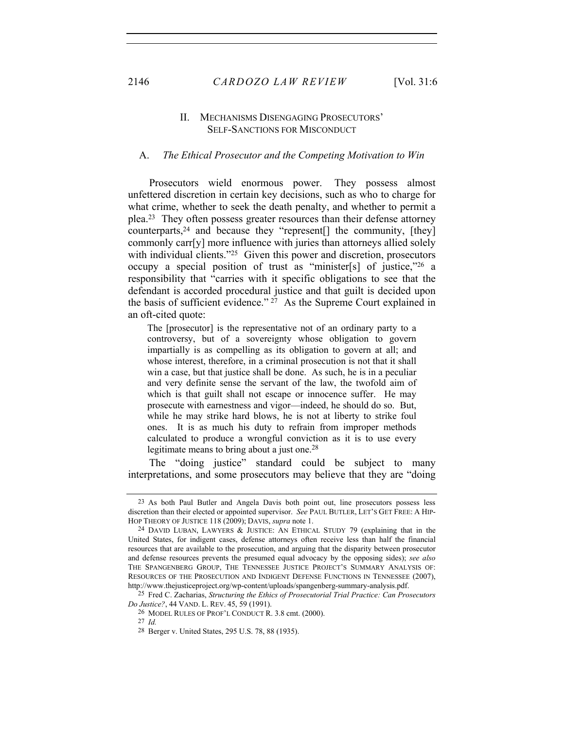## II. Mechanisms Disengaging Prosecutors' Self-Sanctions for Misconduct

### A. *The Ethical Prosecutor and the Competing Motivation to Win*

Prosecutors wield enormous power. They possess almost unfettered discretion in certain key decisions, such as who to charge for what crime, whether to seek the death penalty, and whether to permit a plea.[23] They often possess greater resources than their defense attorney counterparts,[24] and because they "represent[] the community, [they] commonly carr[y] more influence with juries than attorneys allied solely with individual clients."[25] Given this power and discretion, prosecutors occupy a special position of trust as "minister[s] of justice,"[26] a responsibility that "carries with it specific obligations to see that the defendant is accorded procedural justice and that guilt is decided upon the basis of sufficient evidence."[27] As the Supreme Court explained in an oft-cited quote:

> The [prosecutor] is the representative not of an ordinary party to a controversy, but of a sovereignty whose obligation to govern impartially is as compelling as its obligation to govern at all; and whose interest, therefore, in a criminal prosecution is not that it shall win a case, but that justice shall be done. As such, he is in a peculiar and very definite sense the servant of the law, the twofold aim of which is that guilt shall not escape or innocence suffer. He may prosecute with earnestness and vigor—indeed, he should do so. But, while he may strike hard blows, he is not at liberty to strike foul ones. It is as much his duty to refrain from improper methods calculated to produce a wrongful conviction as it is to use every legitimate means to bring about a just one.[28]

The "doing justice" standard could be subject to many interpretations, and some prosecutors may believe that they are "doing

---

[23] As both Paul Butler and Angela Davis both point out, line prosecutors possess less discretion than their elected or appointed supervisor. *See* PAUL BUTLER, LET'S GET FREE: A HIP-HOP THEORY OF JUSTICE 118 (2009); DAVIS, *supra* note 1.

[24] DAVID LUBAN, LAWYERS & JUSTICE: AN ETHICAL STUDY 79 (explaining that in the United States, for indigent cases, defense attorneys often receive less than half the financial resources that are available to the prosecution, and arguing that the disparity between prosecutor and defense resources prevents the presumed equal advocacy by the opposing sides); *see also* THE SPANGENBERG GROUP, THE TENNESSEE JUSTICE PROJECT'S SUMMARY ANALYSIS OF: RESOURCES OF THE PROSECUTION AND INDIGENT DEFENSE FUNCTIONS IN TENNESSEE (2007), http://www.thejusticeproject.org/wp-content/uploads/spangenberg-summary-analysis.pdf.

[25] Fred C. Zacharias, *Structuring the Ethics of Prosecutorial Trial Practice: Can Prosecutors Do Justice?*, 44 VAND. L. REV. 45, 59 (1991).

[26] MODEL RULES OF PROF'L CONDUCT R. 3.8 cmt. (2000).

[27] *Id.*

[28] Berger v. United States, 295 U.S. 78, 88 (1935).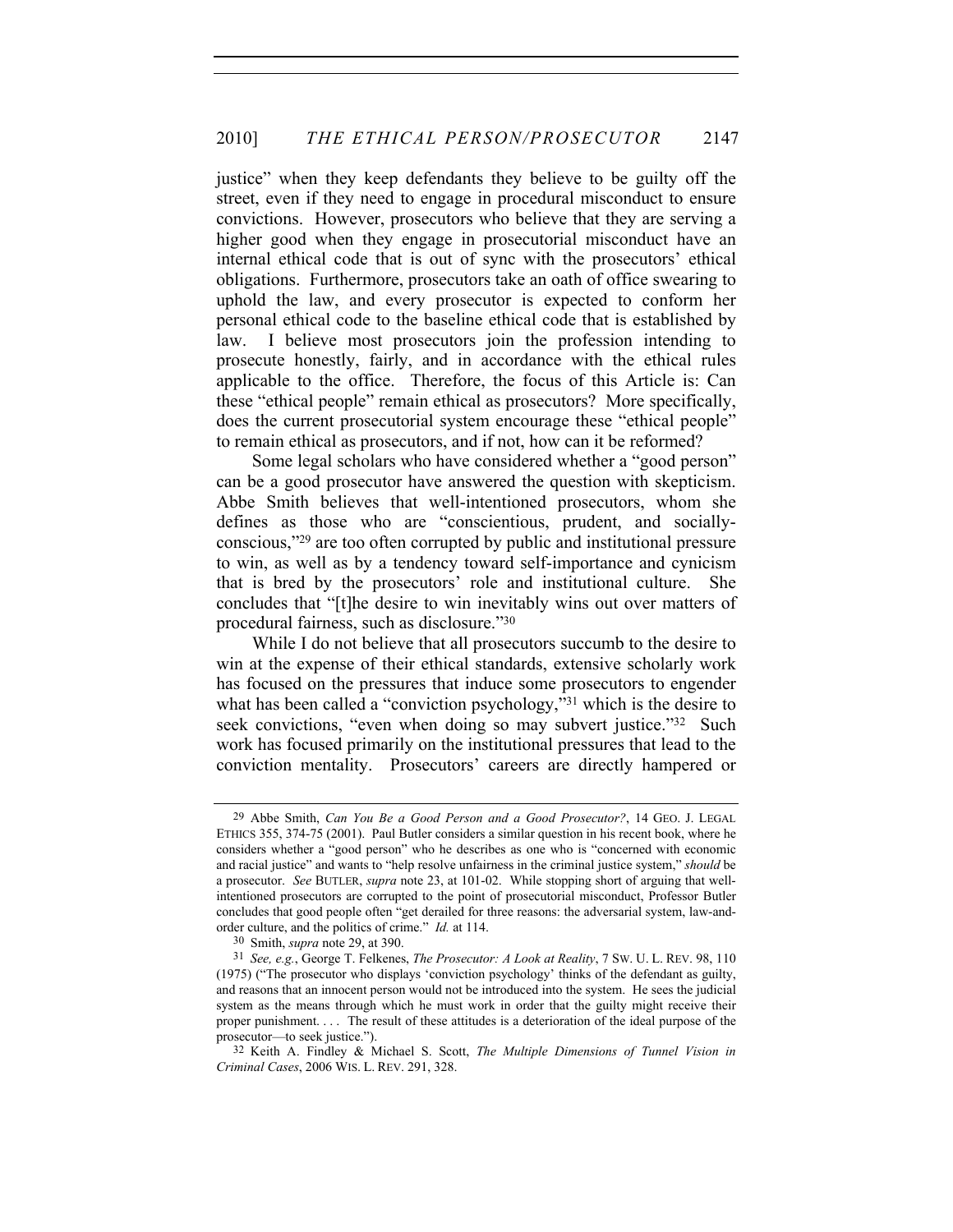justice" when they keep defendants they believe to be guilty off the street, even if they need to engage in procedural misconduct to ensure convictions. However, prosecutors who believe that they are serving a higher good when they engage in prosecutorial misconduct have an internal ethical code that is out of sync with the prosecutors' ethical obligations. Furthermore, prosecutors take an oath of office swearing to uphold the law, and every prosecutor is expected to conform her personal ethical code to the baseline ethical code that is established by law. I believe most prosecutors join the profession intending to prosecute honestly, fairly, and in accordance with the ethical rules applicable to the office. Therefore, the focus of this Article is: Can these "ethical people" remain ethical as prosecutors? More specifically, does the current prosecutorial system encourage these "ethical people" to remain ethical as prosecutors, and if not, how can it be reformed?

Some legal scholars who have considered whether a "good person" can be a good prosecutor have answered the question with skepticism. Abbe Smith believes that well-intentioned prosecutors, whom she defines as those who are "conscientious, prudent, and socially-conscious,"[29] are too often corrupted by public and institutional pressure to win, as well as by a tendency toward self-importance and cynicism that is bred by the prosecutors' role and institutional culture. She concludes that "[t]he desire to win inevitably wins out over matters of procedural fairness, such as disclosure."[30]

While I do not believe that all prosecutors succumb to the desire to win at the expense of their ethical standards, extensive scholarly work has focused on the pressures that induce some prosecutors to engender what has been called a "conviction psychology,"[31] which is the desire to seek convictions, "even when doing so may subvert justice."[32] Such work has focused primarily on the institutional pressures that lead to the conviction mentality. Prosecutors' careers are directly hampered or

---

[29] Abbe Smith, *Can You Be a Good Person and a Good Prosecutor?*, 14 GEO. J. LEGAL ETHICS 355, 374-75 (2001). Paul Butler considers a similar question in his recent book, where he considers whether a "good person" who he describes as one who is "concerned with economic and racial justice" and wants to "help resolve unfairness in the criminal justice system," *should* be a prosecutor. *See* BUTLER, *supra* note 23, at 101-02. While stopping short of arguing that well-intentioned prosecutors are corrupted to the point of prosecutorial misconduct, Professor Butler concludes that good people often "get derailed for three reasons: the adversarial system, law-and-order culture, and the politics of crime." *Id.* at 114.

[30] Smith, *supra* note 29, at 390.

[31] *See, e.g.*, George T. Felkenes, *The Prosecutor: A Look at Reality*, 7 SW. U. L. REV. 98, 110 (1975) ("The prosecutor who displays 'conviction psychology' thinks of the defendant as guilty, and reasons that an innocent person would not be introduced into the system. He sees the judicial system as the means through which he must work in order that the guilty might receive their proper punishment. . . . The result of these attitudes is a deterioration of the ideal purpose of the prosecutor—to seek justice.").

[32] Keith A. Findley & Michael S. Scott, *The Multiple Dimensions of Tunnel Vision in Criminal Cases*, 2006 WIS. L. REV. 291, 328.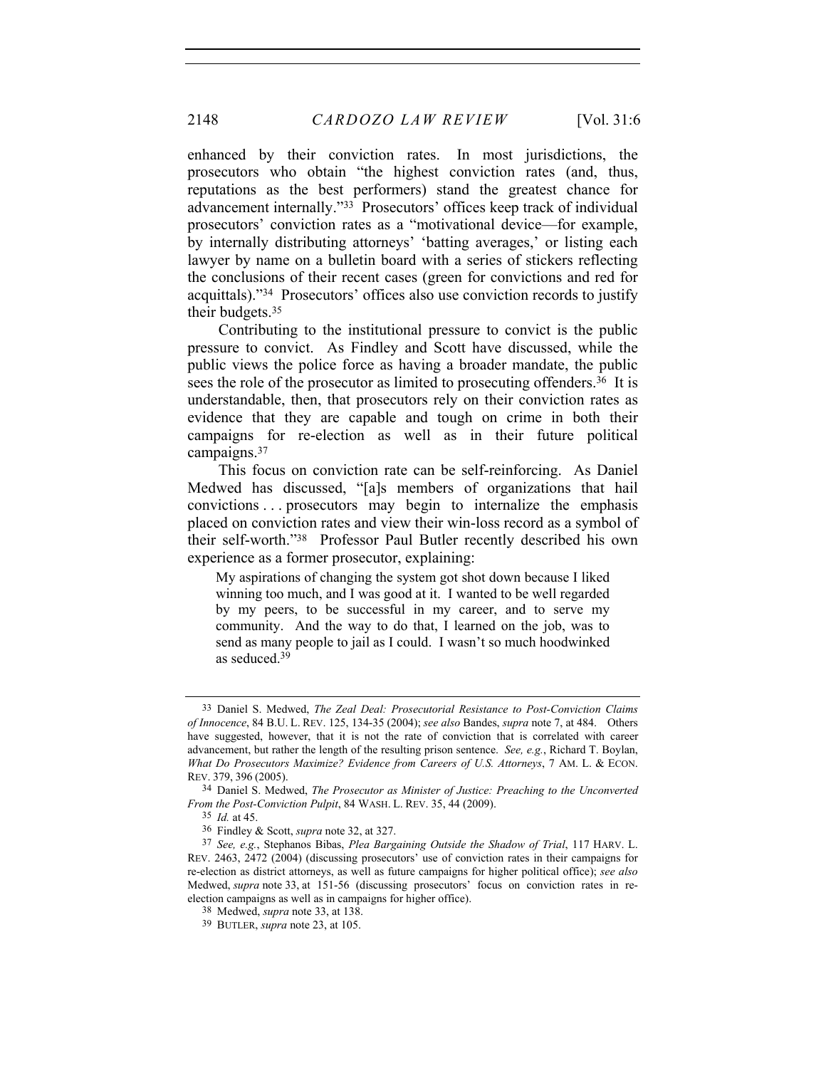enhanced by their conviction rates. In most jurisdictions, the prosecutors who obtain "the highest conviction rates (and, thus, reputations as the best performers) stand the greatest chance for advancement internally."[33] Prosecutors' offices keep track of individual prosecutors' conviction rates as a "motivational device—for example, by internally distributing attorneys' 'batting averages,' or listing each lawyer by name on a bulletin board with a series of stickers reflecting the conclusions of their recent cases (green for convictions and red for acquittals)."[34] Prosecutors' offices also use conviction records to justify their budgets.[35]

Contributing to the institutional pressure to convict is the public pressure to convict. As Findley and Scott have discussed, while the public views the police force as having a broader mandate, the public sees the role of the prosecutor as limited to prosecuting offenders.[36] It is understandable, then, that prosecutors rely on their conviction rates as evidence that they are capable and tough on crime in both their campaigns for re-election as well as in their future political campaigns.[37]

This focus on conviction rate can be self-reinforcing. As Daniel Medwed has discussed, "[a]s members of organizations that hail convictions . . . prosecutors may begin to internalize the emphasis placed on conviction rates and view their win-loss record as a symbol of their self-worth."[38] Professor Paul Butler recently described his own experience as a former prosecutor, explaining:

> My aspirations of changing the system got shot down because I liked winning too much, and I was good at it. I wanted to be well regarded by my peers, to be successful in my career, and to serve my community. And the way to do that, I learned on the job, was to send as many people to jail as I could. I wasn't so much hoodwinked as seduced.[39]

---

33 Daniel S. Medwed, *The Zeal Deal: Prosecutorial Resistance to Post-Conviction Claims of Innocence*, 84 B.U. L. REV. 125, 134-35 (2004); *see also* Bandes, *supra* note 7, at 484. Others have suggested, however, that it is not the rate of conviction that is correlated with career advancement, but rather the length of the resulting prison sentence. *See, e.g.*, Richard T. Boylan, *What Do Prosecutors Maximize? Evidence from Careers of U.S. Attorneys*, 7 AM. L. & ECON. REV. 379, 396 (2005).

34 Daniel S. Medwed, *The Prosecutor as Minister of Justice: Preaching to the Unconverted From the Post-Conviction Pulpit*, 84 WASH. L. REV. 35, 44 (2009).

35 *Id.* at 45.

36 Findley & Scott, *supra* note 32, at 327.

37 *See, e.g.*, Stephanos Bibas, *Plea Bargaining Outside the Shadow of Trial*, 117 HARV. L. REV. 2463, 2472 (2004) (discussing prosecutors' use of conviction rates in their campaigns for re-election as district attorneys, as well as future campaigns for higher political office); *see also* Medwed, *supra* note 33, at 151-56 (discussing prosecutors' focus on conviction rates in re-election campaigns as well as in campaigns for higher office).

38 Medwed, *supra* note 33, at 138.

39 BUTLER, *supra* note 23, at 105.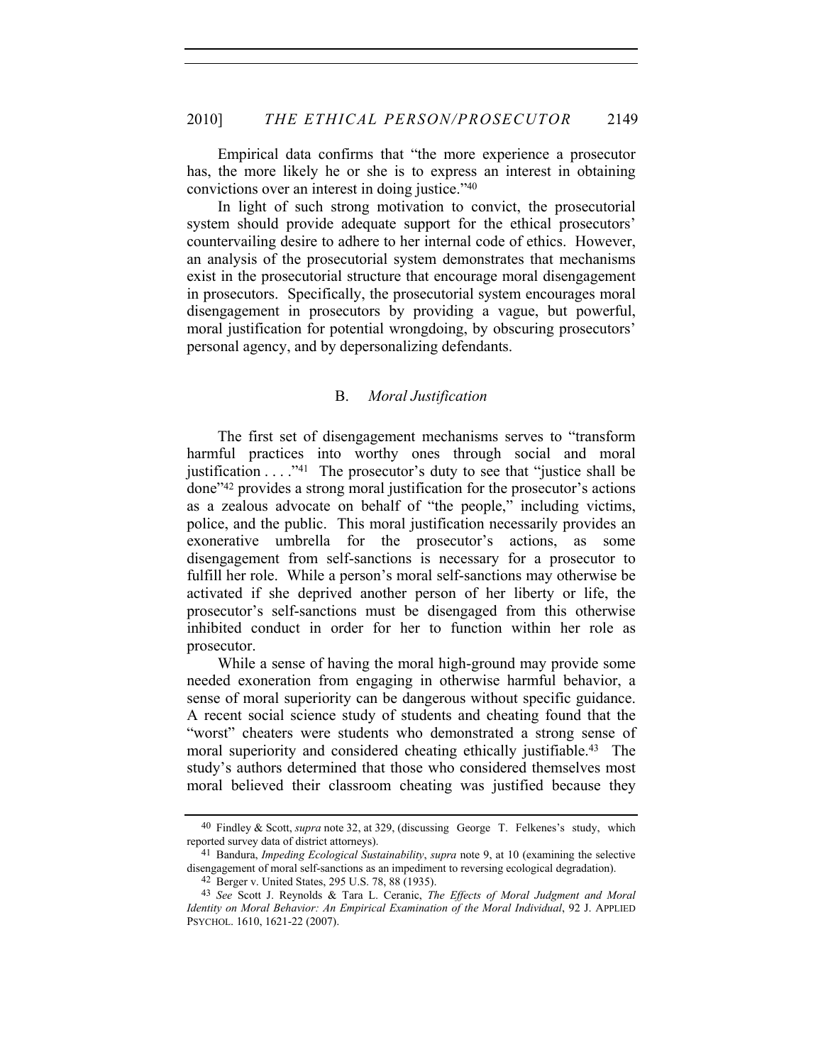Empirical data confirms that "the more experience a prosecutor has, the more likely he or she is to express an interest in obtaining convictions over an interest in doing justice."[40]

In light of such strong motivation to convict, the prosecutorial system should provide adequate support for the ethical prosecutors' countervailing desire to adhere to her internal code of ethics. However, an analysis of the prosecutorial system demonstrates that mechanisms exist in the prosecutorial structure that encourage moral disengagement in prosecutors. Specifically, the prosecutorial system encourages moral disengagement in prosecutors by providing a vague, but powerful, moral justification for potential wrongdoing, by obscuring prosecutors' personal agency, and by depersonalizing defendants.

### B. *Moral Justification*

The first set of disengagement mechanisms serves to "transform harmful practices into worthy ones through social and moral justification . . . ."[41] The prosecutor's duty to see that "justice shall be done"[42] provides a strong moral justification for the prosecutor's actions as a zealous advocate on behalf of "the people," including victims, police, and the public. This moral justification necessarily provides an exonerative umbrella for the prosecutor's actions, as some disengagement from self-sanctions is necessary for a prosecutor to fulfill her role. While a person's moral self-sanctions may otherwise be activated if she deprived another person of her liberty or life, the prosecutor's self-sanctions must be disengaged from this otherwise inhibited conduct in order for her to function within her role as prosecutor.

While a sense of having the moral high-ground may provide some needed exoneration from engaging in otherwise harmful behavior, a sense of moral superiority can be dangerous without specific guidance. A recent social science study of students and cheating found that the "worst" cheaters were students who demonstrated a strong sense of moral superiority and considered cheating ethically justifiable.[43] The study's authors determined that those who considered themselves most moral believed their classroom cheating was justified because they

---

[40] Findley & Scott, *supra* note 32, at 329, (discussing George T. Felkenes's study, which reported survey data of district attorneys).

[41] Bandura, *Impeding Ecological Sustainability*, *supra* note 9, at 10 (examining the selective disengagement of moral self-sanctions as an impediment to reversing ecological degradation).

[42] Berger v. United States, 295 U.S. 78, 88 (1935).

[43] *See* Scott J. Reynolds & Tara L. Ceranic, *The Effects of Moral Judgment and Moral Identity on Moral Behavior: An Empirical Examination of the Moral Individual*, 92 J. APPLIED PSYCHOL. 1610, 1621-22 (2007).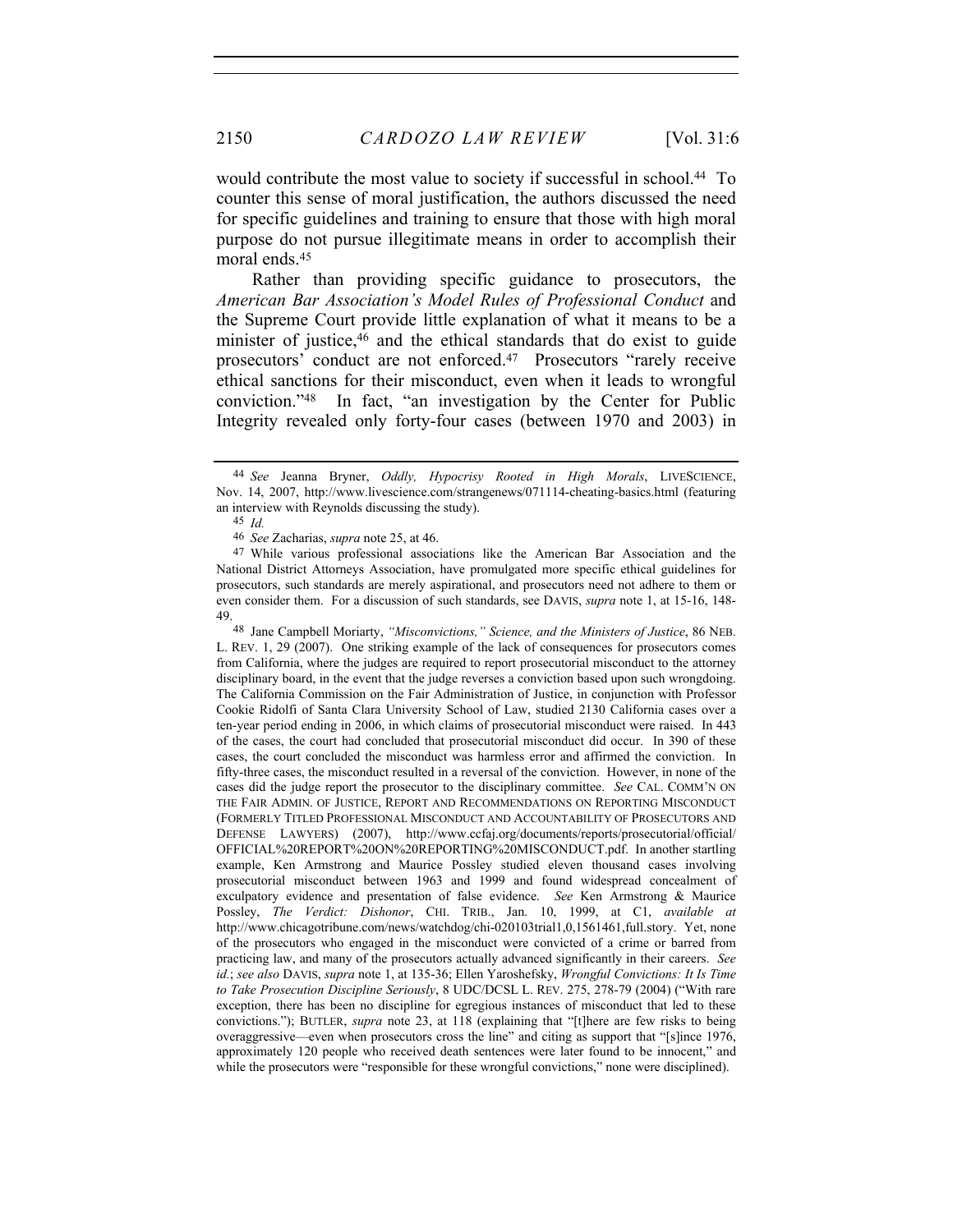would contribute the most value to society if successful in school.[44] To counter this sense of moral justification, the authors discussed the need for specific guidelines and training to ensure that those with high moral purpose do not pursue illegitimate means in order to accomplish their moral ends.[45]

Rather than providing specific guidance to prosecutors, the *American Bar Association's Model Rules of Professional Conduct* and the Supreme Court provide little explanation of what it means to be a minister of justice,[46] and the ethical standards that do exist to guide prosecutors' conduct are not enforced.[47] Prosecutors "rarely receive ethical sanctions for their misconduct, even when it leads to wrongful conviction."[48] In fact, "an investigation by the Center for Public Integrity revealed only forty-four cases (between 1970 and 2003) in

---

[44] *See* Jeanna Bryner, *Oddly, Hypocrisy Rooted in High Morals*, LIVESCIENCE, Nov. 14, 2007, http://www.livescience.com/strangenews/071114-cheating-basics.html (featuring an interview with Reynolds discussing the study).

[45] *Id.*

[46] *See* Zacharias, *supra* note 25, at 46.

[47] While various professional associations like the American Bar Association and the National District Attorneys Association, have promulgated more specific ethical guidelines for prosecutors, such standards are merely aspirational, and prosecutors need not adhere to them or even consider them. For a discussion of such standards, see DAVIS, *supra* note 1, at 15-16, 148-49.

[48] Jane Campbell Moriarty, *"Misconvictions," Science, and the Ministers of Justice*, 86 NEB. L. REV. 1, 29 (2007). One striking example of the lack of consequences for prosecutors comes from California, where the judges are required to report prosecutorial misconduct to the attorney disciplinary board, in the event that the judge reverses a conviction based upon such wrongdoing. The California Commission on the Fair Administration of Justice, in conjunction with Professor Cookie Ridolfi of Santa Clara University School of Law, studied 2130 California cases over a ten-year period ending in 2006, in which claims of prosecutorial misconduct were raised. In 443 of the cases, the court had concluded that prosecutorial misconduct did occur. In 390 of these cases, the court concluded the misconduct was harmless error and affirmed the conviction. In fifty-three cases, the misconduct resulted in a reversal of the conviction. However, in none of the cases did the judge report the prosecutor to the disciplinary committee. *See* CAL. COMM'N ON THE FAIR ADMIN. OF JUSTICE, REPORT AND RECOMMENDATIONS ON REPORTING MISCONDUCT (FORMERLY TITLED PROFESSIONAL MISCONDUCT AND ACCOUNTABILITY OF PROSECUTORS AND DEFENSE LAWYERS) (2007), http://www.ccfaj.org/documents/reports/prosecutorial/official/OFFICIAL%20REPORT%20ON%20REPORTING%20MISCONDUCT.pdf. In another startling example, Ken Armstrong and Maurice Possley studied eleven thousand cases involving prosecutorial misconduct between 1963 and 1999 and found widespread concealment of exculpatory evidence and presentation of false evidence. *See* Ken Armstrong & Maurice Possley, *The Verdict: Dishonor*, CHI. TRIB., Jan. 10, 1999, at C1, *available at* http://www.chicagotribune.com/news/watchdog/chi-020103trial1,0,1561461,full.story. Yet, none of the prosecutors who engaged in the misconduct were convicted of a crime or barred from practicing law, and many of the prosecutors actually advanced significantly in their careers. *See id.*; *see also* DAVIS, *supra* note 1, at 135-36; Ellen Yaroshefsky, *Wrongful Convictions: It Is Time to Take Prosecution Discipline Seriously*, 8 UDC/DCSL L. REV. 275, 278-79 (2004) ("With rare exception, there has been no discipline for egregious instances of misconduct that led to these convictions."); BUTLER, *supra* note 23, at 118 (explaining that "[t]here are few risks to being overaggressive—even when prosecutors cross the line" and citing as support that "[s]ince 1976, approximately 120 people who received death sentences were later found to be innocent," and while the prosecutors were "responsible for these wrongful convictions," none were disciplined).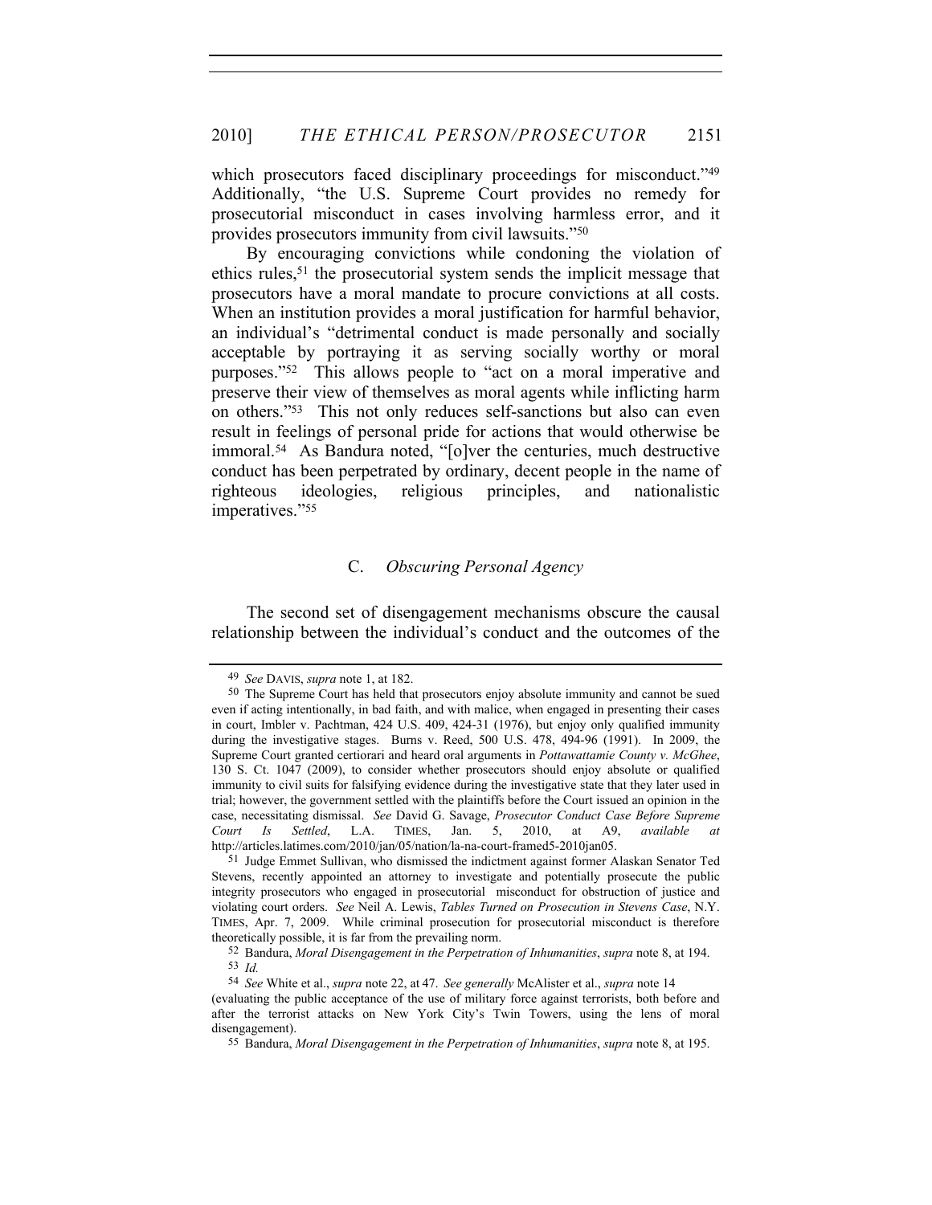which prosecutors faced disciplinary proceedings for misconduct."[49] Additionally, "the U.S. Supreme Court provides no remedy for prosecutorial misconduct in cases involving harmless error, and it provides prosecutors immunity from civil lawsuits."[50]

By encouraging convictions while condoning the violation of ethics rules,[51] the prosecutorial system sends the implicit message that prosecutors have a moral mandate to procure convictions at all costs. When an institution provides a moral justification for harmful behavior, an individual's "detrimental conduct is made personally and socially acceptable by portraying it as serving socially worthy or moral purposes."[52] This allows people to "act on a moral imperative and preserve their view of themselves as moral agents while inflicting harm on others."[53] This not only reduces self-sanctions but also can even result in feelings of personal pride for actions that would otherwise be immoral.[54] As Bandura noted, "[o]ver the centuries, much destructive conduct has been perpetrated by ordinary, decent people in the name of righteous ideologies, religious principles, and nationalistic imperatives."[55]

### C. *Obscuring Personal Agency*

The second set of disengagement mechanisms obscure the causal relationship between the individual's conduct and the outcomes of the

---

49 *See* DAVIS, *supra* note 1, at 182.

50 The Supreme Court has held that prosecutors enjoy absolute immunity and cannot be sued even if acting intentionally, in bad faith, and with malice, when engaged in presenting their cases in court, Imbler v. Pachtman, 424 U.S. 409, 424-31 (1976), but enjoy only qualified immunity during the investigative stages. Burns v. Reed, 500 U.S. 478, 494-96 (1991). In 2009, the Supreme Court granted certiorari and heard oral arguments in *Pottawattamie County v. McGhee*, 130 S. Ct. 1047 (2009), to consider whether prosecutors should enjoy absolute or qualified immunity to civil suits for falsifying evidence during the investigative state that they later used in trial; however, the government settled with the plaintiffs before the Court issued an opinion in the case, necessitating dismissal. *See* David G. Savage, *Prosecutor Conduct Case Before Supreme Court Is Settled*, L.A. TIMES, Jan. 5, 2010, at A9, *available at* http://articles.latimes.com/2010/jan/05/nation/la-na-court-framed5-2010jan05.

51 Judge Emmet Sullivan, who dismissed the indictment against former Alaskan Senator Ted Stevens, recently appointed an attorney to investigate and potentially prosecute the public integrity prosecutors who engaged in prosecutorial misconduct for obstruction of justice and violating court orders. *See* Neil A. Lewis, *Tables Turned on Prosecution in Stevens Case*, N.Y. TIMES, Apr. 7, 2009. While criminal prosecution for prosecutorial misconduct is therefore theoretically possible, it is far from the prevailing norm.

52 Bandura, *Moral Disengagement in the Perpetration of Inhumanities*, *supra* note 8, at 194.

53 *Id.*

54 *See* White et al., *supra* note 22, at 47. *See generally* McAlister et al., *supra* note 14 (evaluating the public acceptance of the use of military force against terrorists, both before and after the terrorist attacks on New York City's Twin Towers, using the lens of moral disengagement).

55 Bandura, *Moral Disengagement in the Perpetration of Inhumanities*, *supra* note 8, at 195.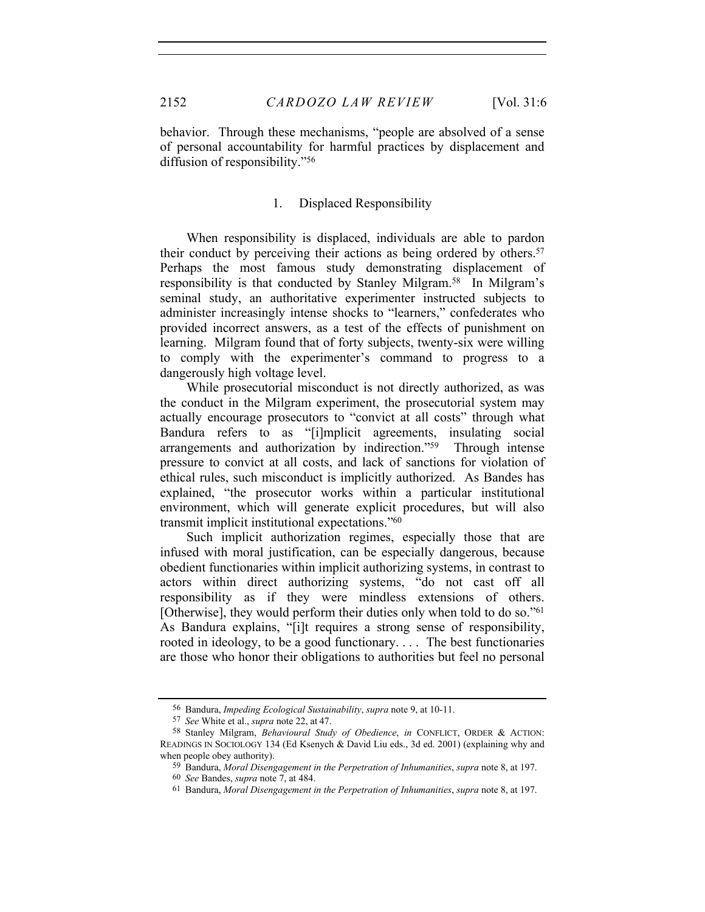behavior. Through these mechanisms, "people are absolved of a sense of personal accountability for harmful practices by displacement and diffusion of responsibility."[56]

### 1. Displaced Responsibility

When responsibility is displaced, individuals are able to pardon their conduct by perceiving their actions as being ordered by others.[57] Perhaps the most famous study demonstrating displacement of responsibility is that conducted by Stanley Milgram.[58] In Milgram's seminal study, an authoritative experimenter instructed subjects to administer increasingly intense shocks to "learners," confederates who provided incorrect answers, as a test of the effects of punishment on learning. Milgram found that of forty subjects, twenty-six were willing to comply with the experimenter's command to progress to a dangerously high voltage level.

While prosecutorial misconduct is not directly authorized, as was the conduct in the Milgram experiment, the prosecutorial system may actually encourage prosecutors to "convict at all costs" through what Bandura refers to as "[i]mplicit agreements, insulating social arrangements and authorization by indirection."[59] Through intense pressure to convict at all costs, and lack of sanctions for violation of ethical rules, such misconduct is implicitly authorized. As Bandes has explained, "the prosecutor works within a particular institutional environment, which will generate explicit procedures, but will also transmit implicit institutional expectations."[60]

Such implicit authorization regimes, especially those that are infused with moral justification, can be especially dangerous, because obedient functionaries within implicit authorizing systems, in contrast to actors within direct authorizing systems, "do not cast off all responsibility as if they were mindless extensions of others. [Otherwise], they would perform their duties only when told to do so."[61] As Bandura explains, "[i]t requires a strong sense of responsibility, rooted in ideology, to be a good functionary. . . . The best functionaries are those who honor their obligations to authorities but feel no personal

---

56 Bandura, *Impeding Ecological Sustainability*, *supra* note 9, at 10-11.

57 *See* White et al., *supra* note 22, at 47.

58 Stanley Milgram, *Behavioural Study of Obedience*, *in* CONFLICT, ORDER & ACTION: READINGS IN SOCIOLOGY 134 (Ed Ksenych & David Liu eds., 3d ed. 2001) (explaining why and when people obey authority).

59 Bandura, *Moral Disengagement in the Perpetration of Inhumanities*, *supra* note 8, at 197.

60 *See* Bandes, *supra* note 7, at 484.

61 Bandura, *Moral Disengagement in the Perpetration of Inhumanities*, *supra* note 8, at 197.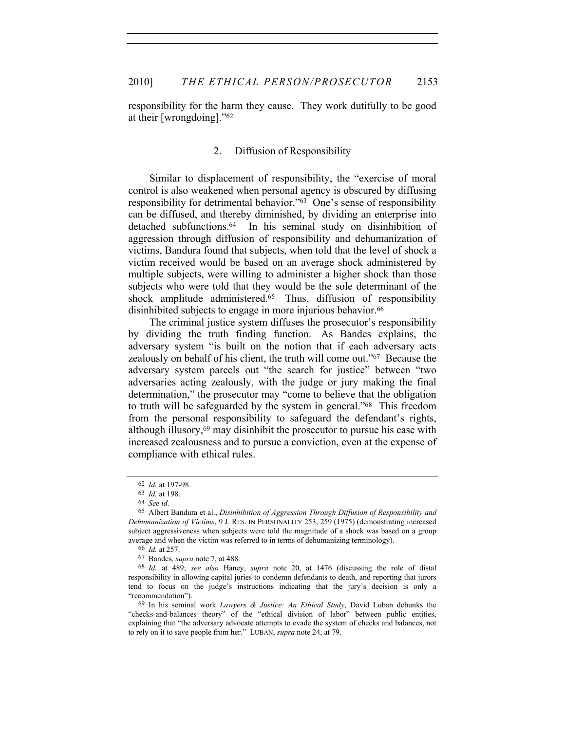responsibility for the harm they cause. They work dutifully to be good at their [wrongdoing]."[62]

### 2. Diffusion of Responsibility

Similar to displacement of responsibility, the "exercise of moral control is also weakened when personal agency is obscured by diffusing responsibility for detrimental behavior."[63] One's sense of responsibility can be diffused, and thereby diminished, by dividing an enterprise into detached subfunctions.[64] In his seminal study on disinhibition of aggression through diffusion of responsibility and dehumanization of victims, Bandura found that subjects, when told that the level of shock a victim received would be based on an average shock administered by multiple subjects, were willing to administer a higher shock than those subjects who were told that they would be the sole determinant of the shock amplitude administered.[65] Thus, diffusion of responsibility disinhibited subjects to engage in more injurious behavior.[66]

The criminal justice system diffuses the prosecutor's responsibility by dividing the truth finding function. As Bandes explains, the adversary system "is built on the notion that if each adversary acts zealously on behalf of his client, the truth will come out."[67] Because the adversary system parcels out "the search for justice" between "two adversaries acting zealously, with the judge or jury making the final determination," the prosecutor may "come to believe that the obligation to truth will be safeguarded by the system in general."[68] This freedom from the personal responsibility to safeguard the defendant's rights, although illusory,[69] may disinhibit the prosecutor to pursue his case with increased zealousness and to pursue a conviction, even at the expense of compliance with ethical rules.

---

62 *Id.* at 197-98.

63 *Id.* at 198.

64 *See id.*

65 Albert Bandura et al., *Disinhibition of Aggression Through Diffusion of Responsibility and Dehumanization of Victims*, 9 J. RES. IN PERSONALITY 253, 259 (1975) (demonstrating increased subject aggressiveness when subjects were told the magnitude of a shock was based on a group average and when the victim was referred to in terms of dehumanizing terminology).

66 *Id.* at 257.

67 Bandes, *supra* note 7, at 488.

68 *Id.* at 489; *see also* Haney, *supra* note 20, at 1476 (discussing the role of distal responsibility in allowing capital juries to condemn defendants to death, and reporting that jurors tend to focus on the judge's instructions indicating that the jury's decision is only a "recommendation").

69 In his seminal work *Lawyers & Justice: An Ethical Study*, David Luban debunks the "checks-and-balances theory" of the "ethical division of labor" between public entities, explaining that "the adversary advocate attempts to evade the system of checks and balances, not to rely on it to save people from her." LUBAN, *supra* note 24, at 79.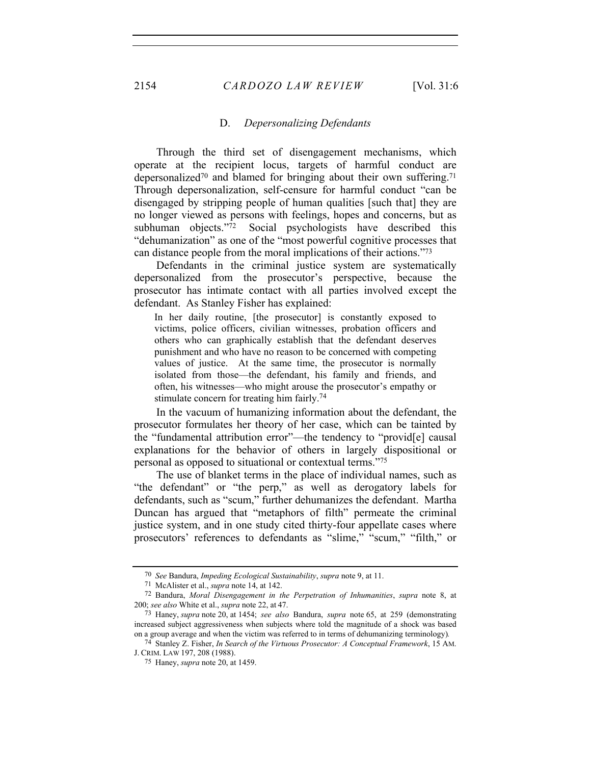### D. *Depersonalizing Defendants*

Through the third set of disengagement mechanisms, which operate at the recipient locus, targets of harmful conduct are depersonalized[70] and blamed for bringing about their own suffering.[71] Through depersonalization, self-censure for harmful conduct "can be disengaged by stripping people of human qualities [such that] they are no longer viewed as persons with feelings, hopes and concerns, but as subhuman objects."[72] Social psychologists have described this "dehumanization" as one of the "most powerful cognitive processes that can distance people from the moral implications of their actions."[73]

Defendants in the criminal justice system are systematically depersonalized from the prosecutor's perspective, because the prosecutor has intimate contact with all parties involved except the defendant. As Stanley Fisher has explained:

> In her daily routine, [the prosecutor] is constantly exposed to victims, police officers, civilian witnesses, probation officers and others who can graphically establish that the defendant deserves punishment and who have no reason to be concerned with competing values of justice. At the same time, the prosecutor is normally isolated from those—the defendant, his family and friends, and often, his witnesses—who might arouse the prosecutor's empathy or stimulate concern for treating him fairly.[74]

In the vacuum of humanizing information about the defendant, the prosecutor formulates her theory of her case, which can be tainted by the "fundamental attribution error"—the tendency to "provid[e] causal explanations for the behavior of others in largely dispositional or personal as opposed to situational or contextual terms."[75]

The use of blanket terms in the place of individual names, such as "the defendant" or "the perp," as well as derogatory labels for defendants, such as "scum," further dehumanizes the defendant. Martha Duncan has argued that "metaphors of filth" permeate the criminal justice system, and in one study cited thirty-four appellate cases where prosecutors' references to defendants as "slime," "scum," "filth," or

---

[70] *See* Bandura, *Impeding Ecological Sustainability*, *supra* note 9, at 11.

[71] McAlister et al., *supra* note 14, at 142.

[72] Bandura, *Moral Disengagement in the Perpetration of Inhumanities*, *supra* note 8, at 200; *see also* White et al., *supra* note 22, at 47.

[73] Haney, *supra* note 20, at 1454; *see also* Bandura, *supra* note 65, at 259 (demonstrating increased subject aggressiveness when subjects where told the magnitude of a shock was based on a group average and when the victim was referred to in terms of dehumanizing terminology).

[74] Stanley Z. Fisher, *In Search of the Virtuous Prosecutor: A Conceptual Framework*, 15 AM. J. CRIM. LAW 197, 208 (1988).

[75] Haney, *supra* note 20, at 1459.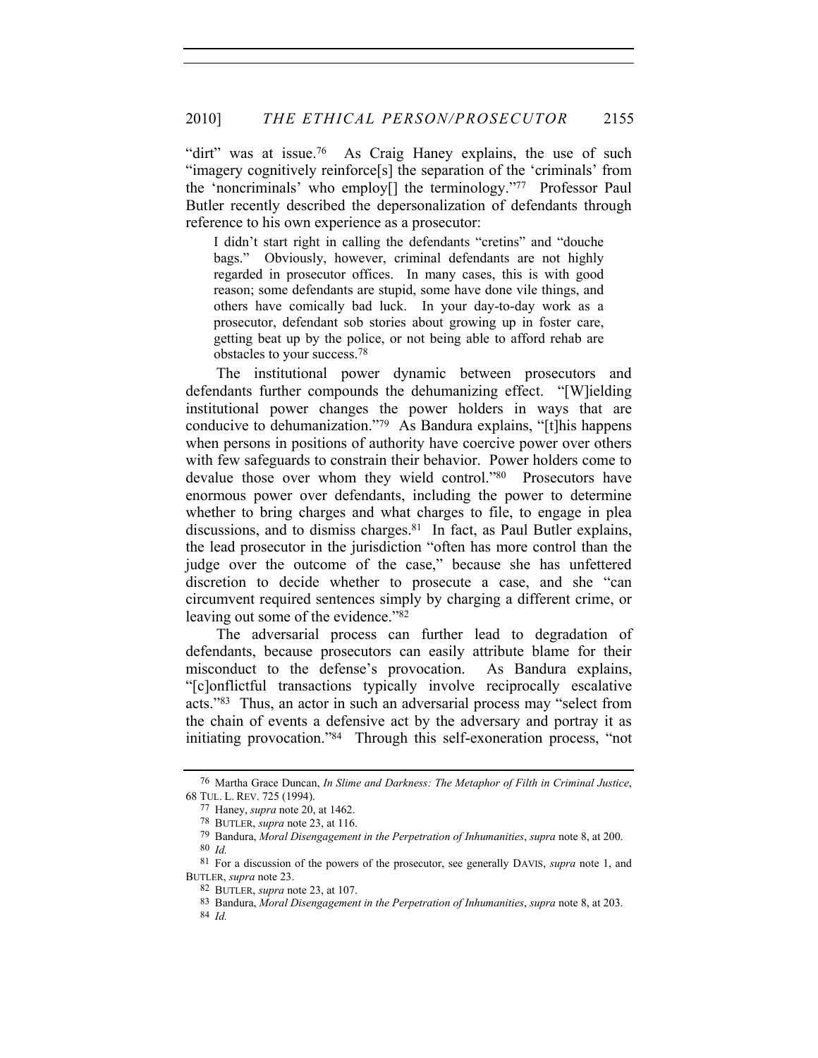"dirt" was at issue.[76] As Craig Haney explains, the use of such "imagery cognitively reinforce[s] the separation of the 'criminals' from the 'noncriminals' who employ[] the terminology."[77] Professor Paul Butler recently described the depersonalization of defendants through reference to his own experience as a prosecutor:

> I didn't start right in calling the defendants "cretins" and "douche bags." Obviously, however, criminal defendants are not highly regarded in prosecutor offices. In many cases, this is with good reason; some defendants are stupid, some have done vile things, and others have comically bad luck. In your day-to-day work as a prosecutor, defendant sob stories about growing up in foster care, getting beat up by the police, or not being able to afford rehab are obstacles to your success.[78]

The institutional power dynamic between prosecutors and defendants further compounds the dehumanizing effect. "[W]ielding institutional power changes the power holders in ways that are conducive to dehumanization."[79] As Bandura explains, "[t]his happens when persons in positions of authority have coercive power over others with few safeguards to constrain their behavior. Power holders come to devalue those over whom they wield control."[80] Prosecutors have enormous power over defendants, including the power to determine whether to bring charges and what charges to file, to engage in plea discussions, and to dismiss charges.[81] In fact, as Paul Butler explains, the lead prosecutor in the jurisdiction "often has more control than the judge over the outcome of the case," because she has unfettered discretion to decide whether to prosecute a case, and she "can circumvent required sentences simply by charging a different crime, or leaving out some of the evidence."[82]

The adversarial process can further lead to degradation of defendants, because prosecutors can easily attribute blame for their misconduct to the defense's provocation. As Bandura explains, "[c]onflictful transactions typically involve reciprocally escalative acts."[83] Thus, an actor in such an adversarial process may "select from the chain of events a defensive act by the adversary and portray it as initiating provocation."[84] Through this self-exoneration process, "not

---

76 Martha Grace Duncan, *In Slime and Darkness: The Metaphor of Filth in Criminal Justice*, 68 TUL. L. REV. 725 (1994).

77 Haney, *supra* note 20, at 1462.

78 BUTLER, *supra* note 23, at 116.

79 Bandura, *Moral Disengagement in the Perpetration of Inhumanities*, *supra* note 8, at 200.

80 *Id.*

81 For a discussion of the powers of the prosecutor, see generally DAVIS, *supra* note 1, and BUTLER, *supra* note 23.

82 BUTLER, *supra* note 23, at 107.

83 Bandura, *Moral Disengagement in the Perpetration of Inhumanities*, *supra* note 8, at 203.

84 *Id.*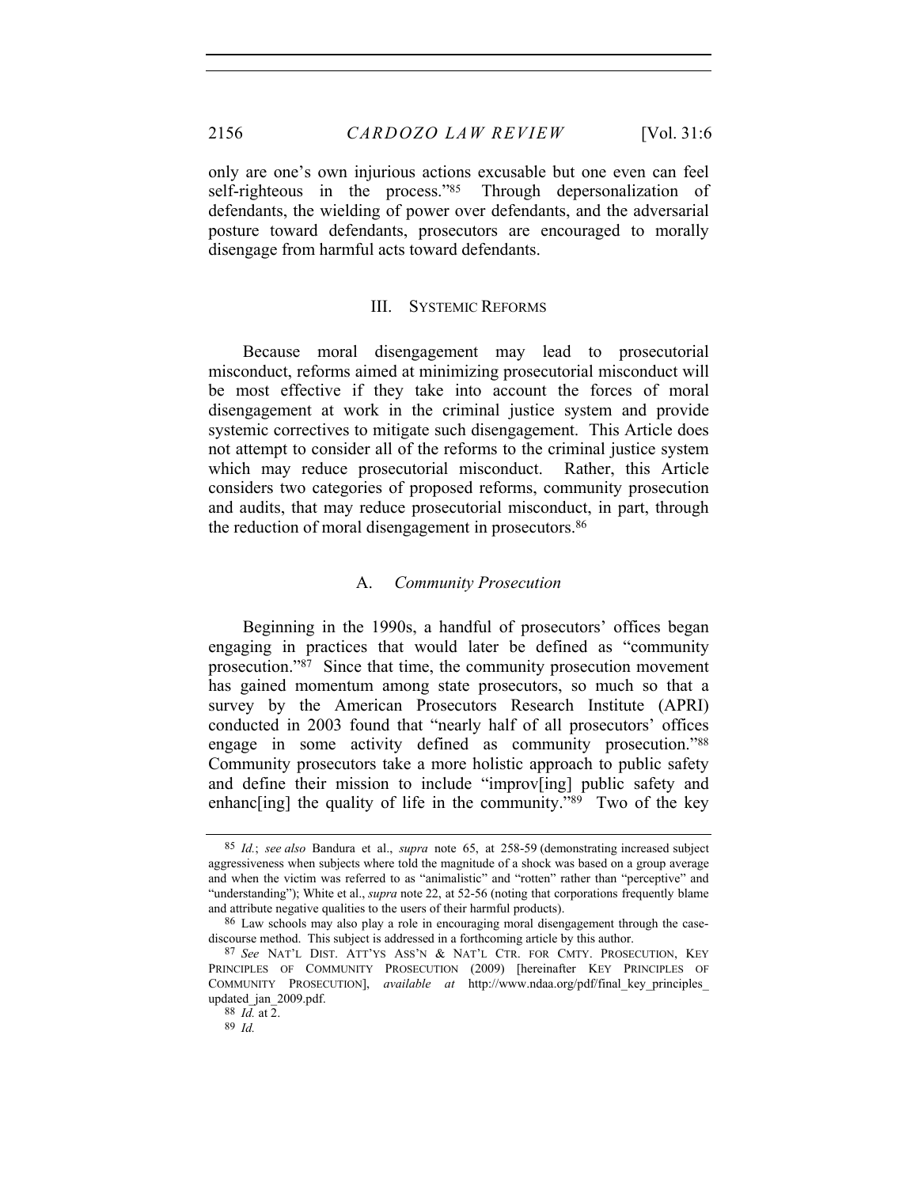only are one's own injurious actions excusable but one even can feel self-righteous in the process."[85] Through depersonalization of defendants, the wielding of power over defendants, and the adversarial posture toward defendants, prosecutors are encouraged to morally disengage from harmful acts toward defendants.

## III. SYSTEMIC REFORMS

Because moral disengagement may lead to prosecutorial misconduct, reforms aimed at minimizing prosecutorial misconduct will be most effective if they take into account the forces of moral disengagement at work in the criminal justice system and provide systemic correctives to mitigate such disengagement. This Article does not attempt to consider all of the reforms to the criminal justice system which may reduce prosecutorial misconduct. Rather, this Article considers two categories of proposed reforms, community prosecution and audits, that may reduce prosecutorial misconduct, in part, through the reduction of moral disengagement in prosecutors.[86]

### A. *Community Prosecution*

Beginning in the 1990s, a handful of prosecutors' offices began engaging in practices that would later be defined as "community prosecution."[87] Since that time, the community prosecution movement has gained momentum among state prosecutors, so much so that a survey by the American Prosecutors Research Institute (APRI) conducted in 2003 found that "nearly half of all prosecutors' offices engage in some activity defined as community prosecution."[88] Community prosecutors take a more holistic approach to public safety and define their mission to include "improv[ing] public safety and enhanc[ing] the quality of life in the community."[89] Two of the key

---

[85] *Id.*; *see also* Bandura et al., *supra* note 65, at 258-59 (demonstrating increased subject aggressiveness when subjects where told the magnitude of a shock was based on a group average and when the victim was referred to as "animalistic" and "rotten" rather than "perceptive" and "understanding"); White et al., *supra* note 22, at 52-56 (noting that corporations frequently blame and attribute negative qualities to the users of their harmful products).

[86] Law schools may also play a role in encouraging moral disengagement through the case-discourse method. This subject is addressed in a forthcoming article by this author.

[87] *See* NAT'L DIST. ATT'YS ASS'N & NAT'L CTR. FOR CMTY. PROSECUTION, KEY PRINCIPLES OF COMMUNITY PROSECUTION (2009) [hereinafter KEY PRINCIPLES OF COMMUNITY PROSECUTION], *available at* http://www.ndaa.org/pdf/final_key_principles_updated_jan_2009.pdf.

[88] *Id.* at 2.

[89] *Id.*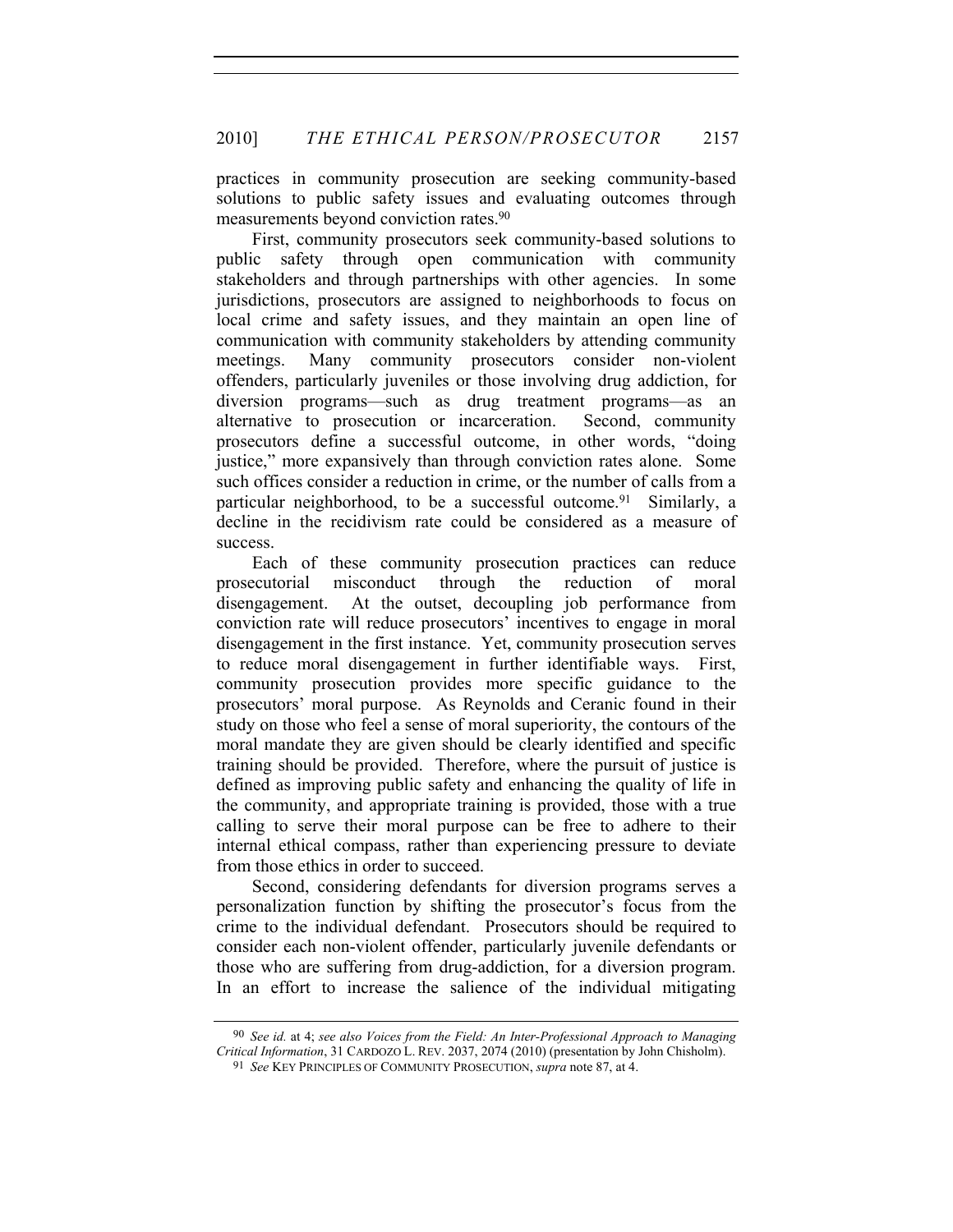practices in community prosecution are seeking community-based solutions to public safety issues and evaluating outcomes through measurements beyond conviction rates.[90]

First, community prosecutors seek community-based solutions to public safety through open communication with community stakeholders and through partnerships with other agencies. In some jurisdictions, prosecutors are assigned to neighborhoods to focus on local crime and safety issues, and they maintain an open line of communication with community stakeholders by attending community meetings. Many community prosecutors consider non-violent offenders, particularly juveniles or those involving drug addiction, for diversion programs—such as drug treatment programs—as an alternative to prosecution or incarceration. Second, community prosecutors define a successful outcome, in other words, "doing justice," more expansively than through conviction rates alone. Some such offices consider a reduction in crime, or the number of calls from a particular neighborhood, to be a successful outcome.[91] Similarly, a decline in the recidivism rate could be considered as a measure of success.

Each of these community prosecution practices can reduce prosecutorial misconduct through the reduction of moral disengagement. At the outset, decoupling job performance from conviction rate will reduce prosecutors' incentives to engage in moral disengagement in the first instance. Yet, community prosecution serves to reduce moral disengagement in further identifiable ways. First, community prosecution provides more specific guidance to the prosecutors' moral purpose. As Reynolds and Ceranic found in their study on those who feel a sense of moral superiority, the contours of the moral mandate they are given should be clearly identified and specific training should be provided. Therefore, where the pursuit of justice is defined as improving public safety and enhancing the quality of life in the community, and appropriate training is provided, those with a true calling to serve their moral purpose can be free to adhere to their internal ethical compass, rather than experiencing pressure to deviate from those ethics in order to succeed.

Second, considering defendants for diversion programs serves a personalization function by shifting the prosecutor's focus from the crime to the individual defendant. Prosecutors should be required to consider each non-violent offender, particularly juvenile defendants or those who are suffering from drug-addiction, for a diversion program. In an effort to increase the salience of the individual mitigating

---

[90] *See id.* at 4; *see also Voices from the Field: An Inter-Professional Approach to Managing Critical Information*, 31 CARDOZO L. REV. 2037, 2074 (2010) (presentation by John Chisholm).

[91] *See* KEY PRINCIPLES OF COMMUNITY PROSECUTION, *supra* note 87, at 4.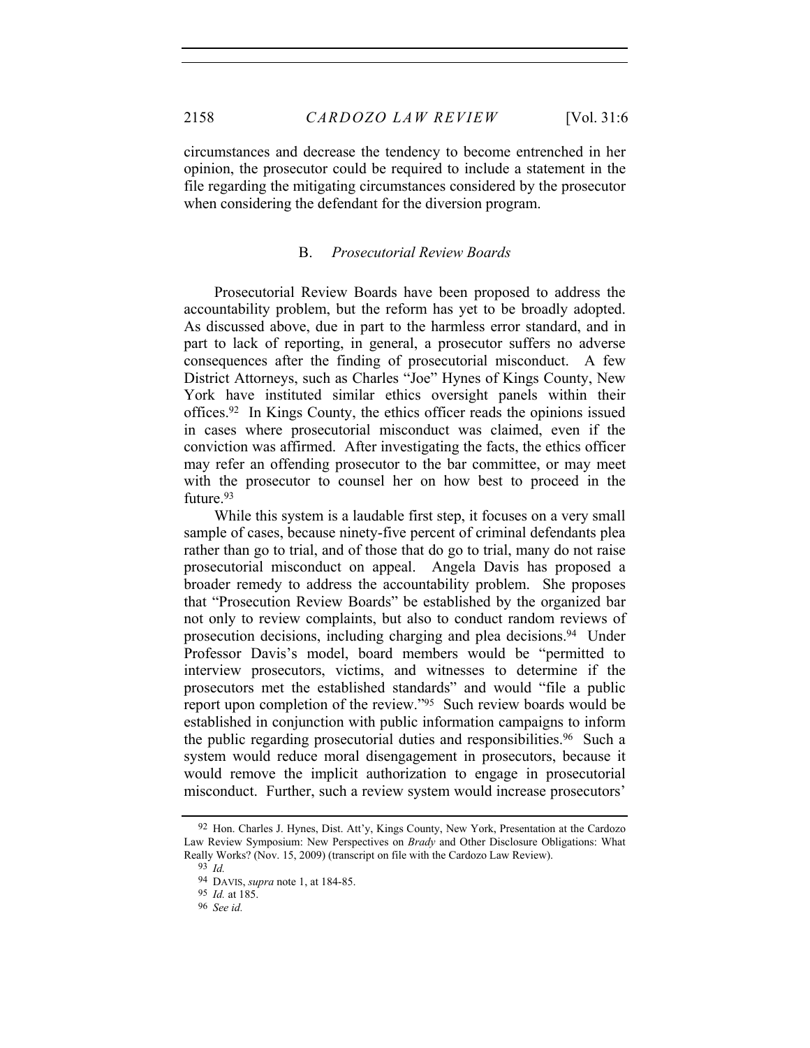circumstances and decrease the tendency to become entrenched in her opinion, the prosecutor could be required to include a statement in the file regarding the mitigating circumstances considered by the prosecutor when considering the defendant for the diversion program.

### B. *Prosecutorial Review Boards*

Prosecutorial Review Boards have been proposed to address the accountability problem, but the reform has yet to be broadly adopted. As discussed above, due in part to the harmless error standard, and in part to lack of reporting, in general, a prosecutor suffers no adverse consequences after the finding of prosecutorial misconduct. A few District Attorneys, such as Charles "Joe" Hynes of Kings County, New York have instituted similar ethics oversight panels within their offices.[92] In Kings County, the ethics officer reads the opinions issued in cases where prosecutorial misconduct was claimed, even if the conviction was affirmed. After investigating the facts, the ethics officer may refer an offending prosecutor to the bar committee, or may meet with the prosecutor to counsel her on how best to proceed in the future.[93]

While this system is a laudable first step, it focuses on a very small sample of cases, because ninety-five percent of criminal defendants plea rather than go to trial, and of those that do go to trial, many do not raise prosecutorial misconduct on appeal. Angela Davis has proposed a broader remedy to address the accountability problem. She proposes that "Prosecution Review Boards" be established by the organized bar not only to review complaints, but also to conduct random reviews of prosecution decisions, including charging and plea decisions.[94] Under Professor Davis's model, board members would be "permitted to interview prosecutors, victims, and witnesses to determine if the prosecutors met the established standards" and would "file a public report upon completion of the review."[95] Such review boards would be established in conjunction with public information campaigns to inform the public regarding prosecutorial duties and responsibilities.[96] Such a system would reduce moral disengagement in prosecutors, because it would remove the implicit authorization to engage in prosecutorial misconduct. Further, such a review system would increase prosecutors'

---

92 Hon. Charles J. Hynes, Dist. Att'y, Kings County, New York, Presentation at the Cardozo Law Review Symposium: New Perspectives on *Brady* and Other Disclosure Obligations: What Really Works? (Nov. 15, 2009) (transcript on file with the Cardozo Law Review).

93 *Id.*

94 DAVIS, *supra* note 1, at 184-85.

95 *Id.* at 185.

96 *See id.*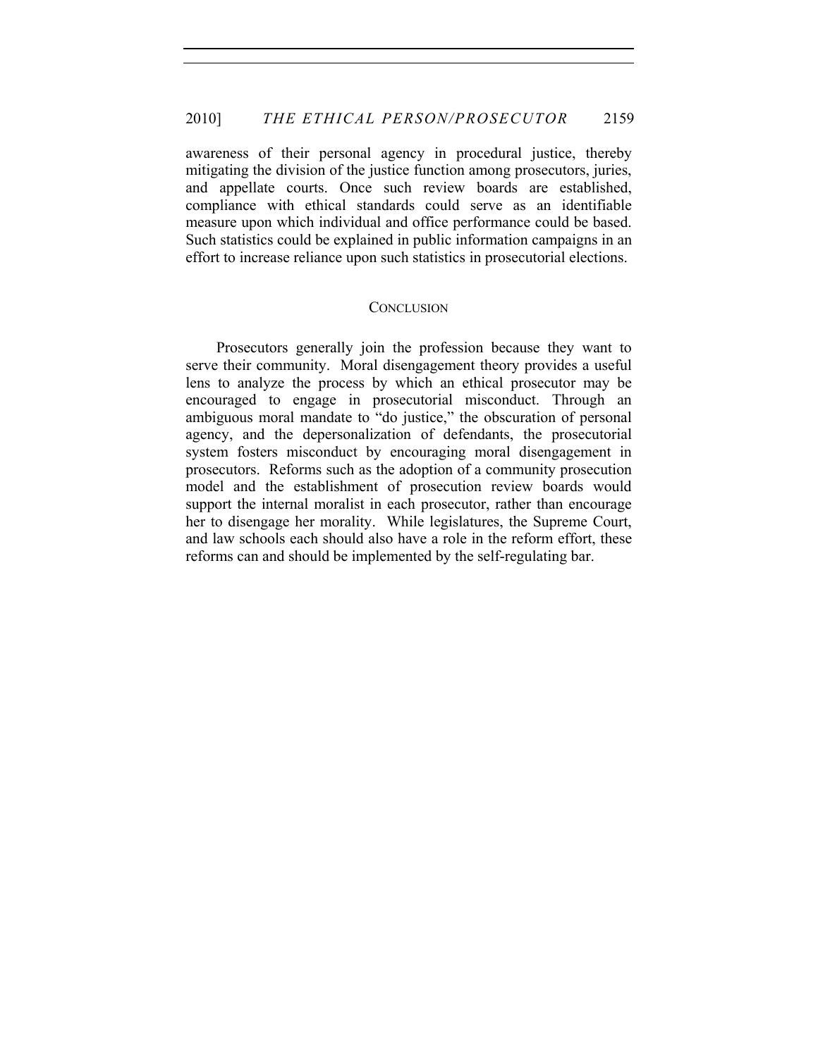awareness of their personal agency in procedural justice, thereby mitigating the division of the justice function among prosecutors, juries, and appellate courts. Once such review boards are established, compliance with ethical standards could serve as an identifiable measure upon which individual and office performance could be based. Such statistics could be explained in public information campaigns in an effort to increase reliance upon such statistics in prosecutorial elections.

## CONCLUSION

Prosecutors generally join the profession because they want to serve their community. Moral disengagement theory provides a useful lens to analyze the process by which an ethical prosecutor may be encouraged to engage in prosecutorial misconduct. Through an ambiguous moral mandate to "do justice," the obscuration of personal agency, and the depersonalization of defendants, the prosecutorial system fosters misconduct by encouraging moral disengagement in prosecutors. Reforms such as the adoption of a community prosecution model and the establishment of prosecution review boards would support the internal moralist in each prosecutor, rather than encourage her to disengage her morality. While legislatures, the Supreme Court, and law schools each should also have a role in the reform effort, these reforms can and should be implemented by the self-regulating bar.